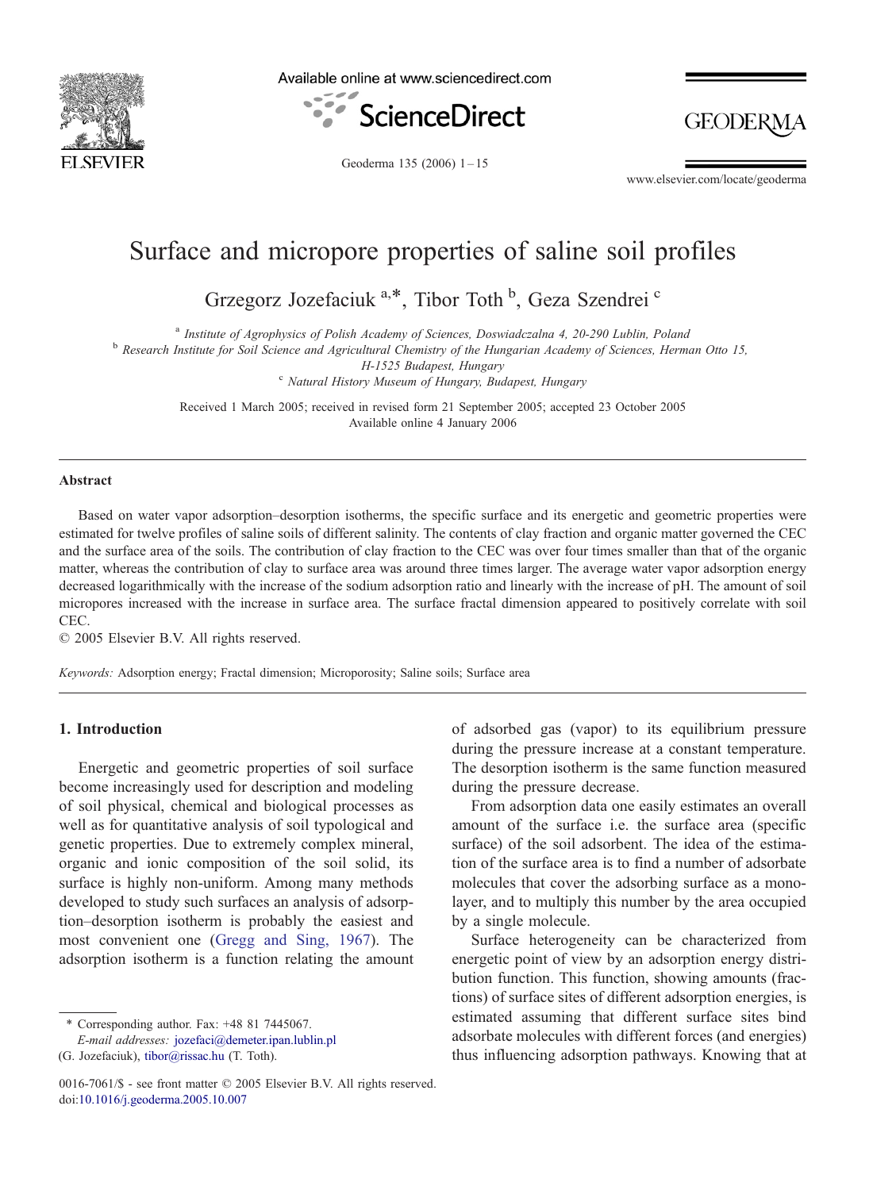# Surface and micropore properties of saline soil profiles

Grzegorz Jozefaciuk [a,*], Tibor Toth [b], Geza Szendrei [c]

[a] Institute of Agrophysics of Polish Academy of Sciences, Doswiadczalna 4, 20-290 Lublin, Poland
[b] Research Institute for Soil Science and Agricultural Chemistry of the Hungarian Academy of Sciences, Herman Otto 15, H-1525 Budapest, Hungary
[c] Natural History Museum of Hungary, Budapest, Hungary

Received 1 March 2005; received in revised form 21 September 2005; accepted 23 October 2005
Available online 4 January 2006

## Abstract

Based on water vapor adsorption–desorption isotherms, the specific surface and its energetic and geometric properties were estimated for twelve profiles of saline soils of different salinity. The contents of clay fraction and organic matter governed the CEC and the surface area of the soils. The contribution of clay fraction to the CEC was over four times smaller than that of the organic matter, whereas the contribution of clay to surface area was around three times larger. The average water vapor adsorption energy decreased logarithmically with the increase of the sodium adsorption ratio and linearly with the increase of pH. The amount of soil micropores increased with the increase in surface area. The surface fractal dimension appeared to positively correlate with soil CEC.

© 2005 Elsevier B.V. All rights reserved.

*Keywords:* Adsorption energy; Fractal dimension; Microporosity; Saline soils; Surface area

## 1. Introduction

Energetic and geometric properties of soil surface become increasingly used for description and modeling of soil physical, chemical and biological processes as well as for quantitative analysis of soil typological and genetic properties. Due to extremely complex mineral, organic and ionic composition of the soil solid, its surface is highly non-uniform. Among many methods developed to study such surfaces an analysis of adsorption–desorption isotherm is probably the easiest and most convenient one (Gregg and Sing, 1967). The adsorption isotherm is a function relating the amount of adsorbed gas (vapor) to its equilibrium pressure during the pressure increase at a constant temperature. The desorption isotherm is the same function measured during the pressure decrease.

From adsorption data one easily estimates an overall amount of the surface i.e. the surface area (specific surface) of the soil adsorbent. The idea of the estimation of the surface area is to find a number of adsorbate molecules that cover the adsorbing surface as a monolayer, and to multiply this number by the area occupied by a single molecule.

Surface heterogeneity can be characterized from energetic point of view by an adsorption energy distribution function. This function, showing amounts (fractions) of surface sites of different adsorption energies, is estimated assuming that different surface sites bind adsorbate molecules with different forces (and energies) thus influencing adsorption pathways. Knowing that at

* Corresponding author. Fax: +48 81 7445067.
*E-mail addresses:* jozefaci@demeter.ipan.lublin.pl (G. Jozefaciuk), tibor@rissac.hu (T. Toth).

0016-7061/$ - see front matter © 2005 Elsevier B.V. All rights reserved.
doi:10.1016/j.geoderma.2005.10.007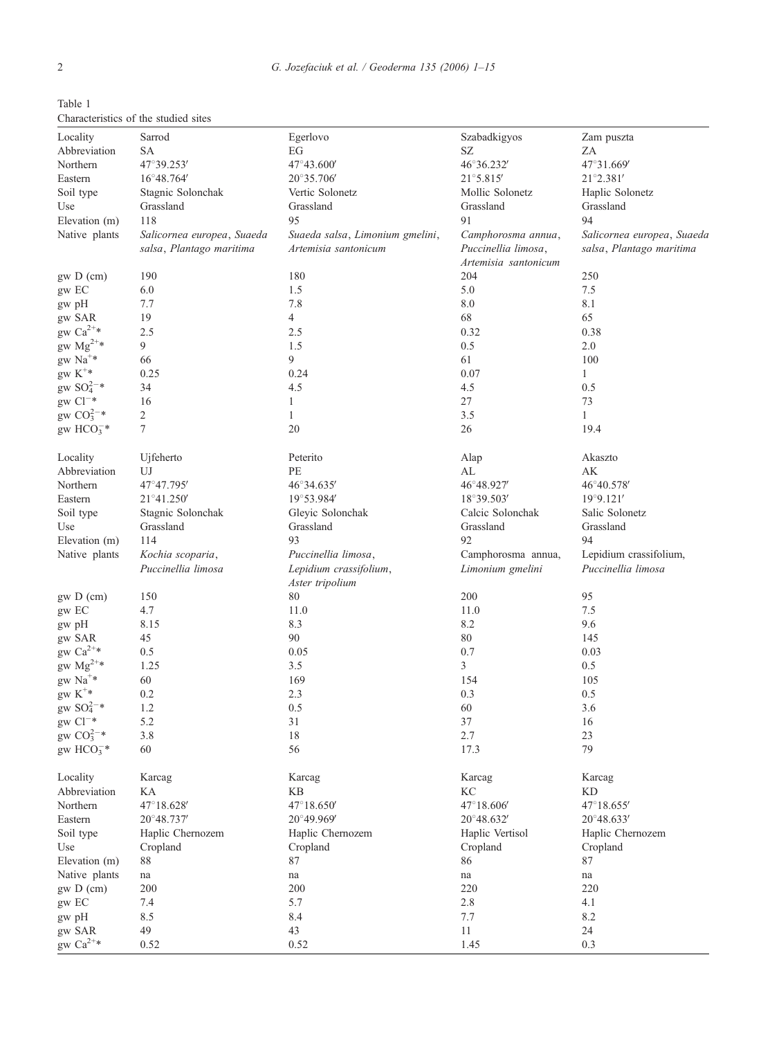Table 1
Characteristics of the studied sites

| Locality | Sarrod | Egerlovo | Szabadkigyos | Zam puszta |
|---|---|---|---|---|
| Abbreviation | SA | EG | SZ | ZA |
| Northern | 47°39.253′ | 47°43.600′ | 46°36.232′ | 47°31.669′ |
| Eastern | 16°48.764′ | 20°35.706′ | 21°5.815′ | 21°2.381′ |
| Soil type | Stagnic Solonchak | Vertic Solonetz | Mollic Solonetz | Haplic Solonetz |
| Use | Grassland | Grassland | Grassland | Grassland |
| Elevation (m) | 118 | 95 | 91 | 94 |
| Native plants | *Salicornea europea*, *Suaeda salsa*, *Plantago maritima* | *Suaeda salsa*, *Limonium gmelini*, *Artemisia santonicum* | *Camphorosma annua*, *Puccinellia limosa*, *Artemisia santonicum* | *Salicornea europea*, *Suaeda salsa*, *Plantago maritima* |
| gw D (cm) | 190 | 180 | 204 | 250 |
| gw EC | 6.0 | 1.5 | 5.0 | 7.5 |
| gw pH | 7.7 | 7.8 | 8.0 | 8.1 |
| gw SAR | 19 | 4 | 68 | 65 |
| gw $Ca^{2+}$* | 2.5 | 2.5 | 0.32 | 0.38 |
| gw $Mg^{2+}$* | 9 | 1.5 | 0.5 | 2.0 |
| gw $Na^{+}$* | 66 | 9 | 61 | 100 |
| gw $K^{+}$* | 0.25 | 0.24 | 0.07 | 1 |
| gw $SO_4^{2-}$* | 34 | 4.5 | 4.5 | 0.5 |
| gw $Cl^{-}$* | 16 | 1 | 27 | 73 |
| gw $CO_3^{2-}$* | 2 | 1 | 3.5 | 1 |
| gw $HCO_3^{-}$* | 7 | 20 | 26 | 19.4 |
| Locality | Ujfeherto | Peterito | Alap | Akaszto |
| Abbreviation | UJ | PE | AL | AK |
| Northern | 47°47.795′ | 46°34.635′ | 46°48.927′ | 46°40.578′ |
| Eastern | 21°41.250′ | 19°53.984′ | 18°39.503′ | 19°9.121′ |
| Soil type | Stagnic Solonchak | Gleyic Solonchak | Calcic Solonchak | Salic Solonetz |
| Use | Grassland | Grassland | Grassland | Grassland |
| Elevation (m) | 114 | 93 | 92 | 94 |
| Native plants | *Kochia scoparia*, *Puccinellia limosa* | *Puccinellia limosa*, *Lepidium crassifolium*, *Aster tripolium* | Camphorosma annua, *Limonium gmelini* | Lepidium crassifolium, *Puccinellia limosa* |
| gw D (cm) | 150 | 80 | 200 | 95 |
| gw EC | 4.7 | 11.0 | 11.0 | 7.5 |
| gw pH | 8.15 | 8.3 | 8.2 | 9.6 |
| gw SAR | 45 | 90 | 80 | 145 |
| gw $Ca^{2+}$* | 0.5 | 0.05 | 0.7 | 0.03 |
| gw $Mg^{2+}$* | 1.25 | 3.5 | 3 | 0.5 |
| gw $Na^{+}$* | 60 | 169 | 154 | 105 |
| gw $K^{+}$* | 0.2 | 2.3 | 0.3 | 0.5 |
| gw $SO_4^{2-}$* | 1.2 | 0.5 | 60 | 3.6 |
| gw $Cl^{-}$* | 5.2 | 31 | 37 | 16 |
| gw $CO_3^{2-}$* | 3.8 | 18 | 2.7 | 23 |
| gw $HCO_3^{-}$* | 60 | 56 | 17.3 | 79 |
| Locality | Karcag | Karcag | Karcag | Karcag |
| Abbreviation | KA | KB | KC | KD |
| Northern | 47°18.628′ | 47°18.650′ | 47°18.606′ | 47°18.655′ |
| Eastern | 20°48.737′ | 20°49.969′ | 20°48.632′ | 20°48.633′ |
| Soil type | Haplic Chernozem | Haplic Chernozem | Haplic Vertisol | Haplic Chernozem |
| Use | Cropland | Cropland | Cropland | Cropland |
| Elevation (m) | 88 | 87 | 86 | 87 |
| Native plants | na | na | na | na |
| gw D (cm) | 200 | 200 | 220 | 220 |
| gw EC | 7.4 | 5.7 | 2.8 | 4.1 |
| gw pH | 8.5 | 8.4 | 7.7 | 8.2 |
| gw SAR | 49 | 43 | 11 | 24 |
| gw $Ca^{2+}$* | 0.52 | 0.52 | 1.45 | 0.3 |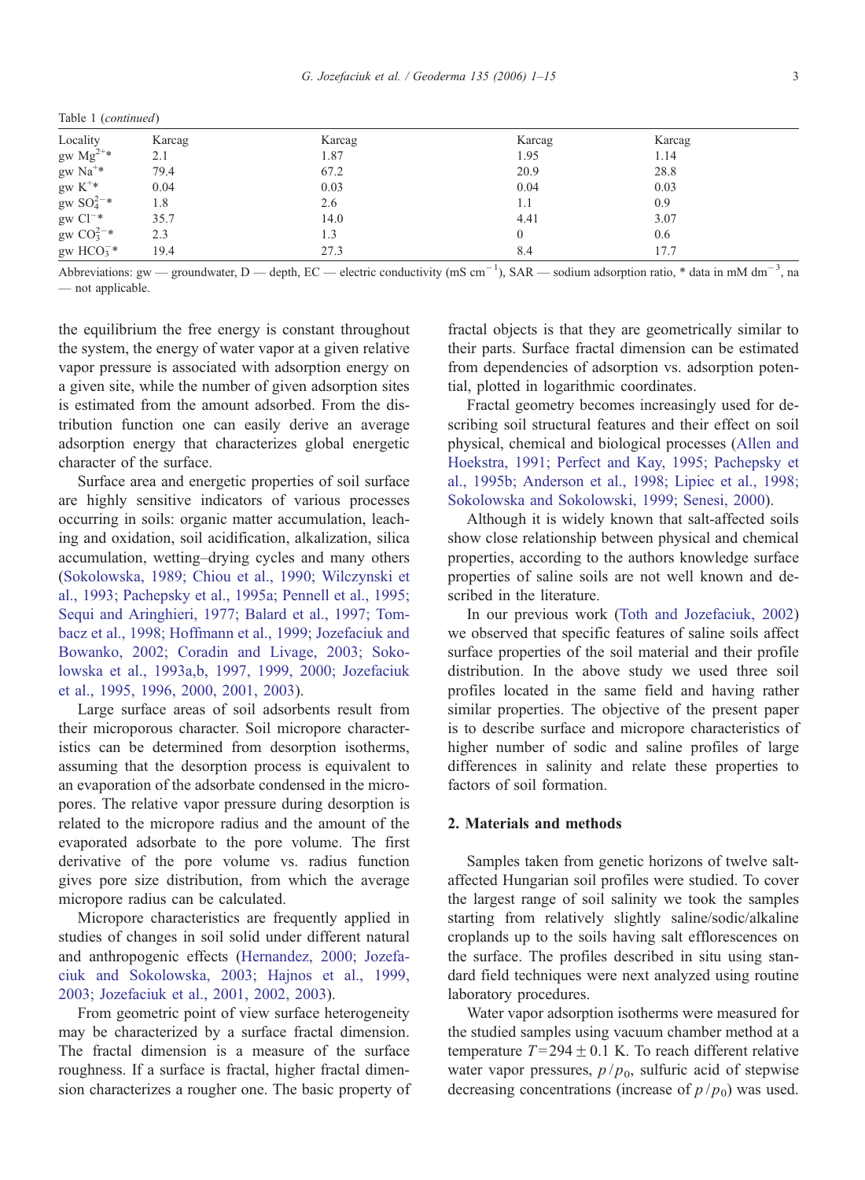Table 1 (*continued*)

| Locality | Karcag | Karcag | Karcag | Karcag |
|---|---|---|---|---|
| gw $Mg^{2+}$* | 2.1 | 1.87 | 1.95 | 1.14 |
| gw $Na^{+}$* | 79.4 | 67.2 | 20.9 | 28.8 |
| gw $K^{+}$* | 0.04 | 0.03 | 0.04 | 0.03 |
| gw $SO_4^{2-}$* | 1.8 | 2.6 | 1.1 | 0.9 |
| gw $Cl^{-}$* | 35.7 | 14.0 | 4.41 | 3.07 |
| gw $CO_3^{2-}$* | 2.3 | 1.3 | 0 | 0.6 |
| gw $HCO_3^{-}$* | 19.4 | 27.3 | 8.4 | 17.7 |

Abbreviations: gw — groundwater, D — depth, EC — electric conductivity (mS $cm^{-1}$), SAR — sodium adsorption ratio, * data in mM $dm^{-3}$, na — not applicable.

the equilibrium the free energy is constant throughout the system, the energy of water vapor at a given relative vapor pressure is associated with adsorption energy on a given site, while the number of given adsorption sites is estimated from the amount adsorbed. From the distribution function one can easily derive an average adsorption energy that characterizes global energetic character of the surface.

Surface area and energetic properties of soil surface are highly sensitive indicators of various processes occurring in soils: organic matter accumulation, leaching and oxidation, soil acidification, alkalization, silica accumulation, wetting–drying cycles and many others (Sokolowska, 1989; Chiou et al., 1990; Wilczynski et al., 1993; Pachepsky et al., 1995a; Pennell et al., 1995; Sequi and Aringhieri, 1977; Balard et al., 1997; Tombacz et al., 1998; Hoffmann et al., 1999; Jozefaciuk and Bowanko, 2002; Coradin and Livage, 2003; Sokolowska et al., 1993a,b, 1997, 1999, 2000; Jozefaciuk et al., 1995, 1996, 2000, 2001, 2003).

Large surface areas of soil adsorbents result from their microporous character. Soil micropore characteristics can be determined from desorption isotherms, assuming that the desorption process is equivalent to an evaporation of the adsorbate condensed in the micropores. The relative vapor pressure during desorption is related to the micropore radius and the amount of the evaporated adsorbate to the pore volume. The first derivative of the pore volume vs. radius function gives pore size distribution, from which the average micropore radius can be calculated.

Micropore characteristics are frequently applied in studies of changes in soil solid under different natural and anthropogenic effects (Hernandez, 2000; Jozefaciuk and Sokolowska, 2003; Hajnos et al., 1999, 2003; Jozefaciuk et al., 2001, 2002, 2003).

From geometric point of view surface heterogeneity may be characterized by a surface fractal dimension. The fractal dimension is a measure of the surface roughness. If a surface is fractal, higher fractal dimension characterizes a rougher one. The basic property of fractal objects is that they are geometrically similar to their parts. Surface fractal dimension can be estimated from dependencies of adsorption vs. adsorption potential, plotted in logarithmic coordinates.

Fractal geometry becomes increasingly used for describing soil structural features and their effect on soil physical, chemical and biological processes (Allen and Hoekstra, 1991; Perfect and Kay, 1995; Pachepsky et al., 1995b; Anderson et al., 1998; Lipiec et al., 1998; Sokolowska and Sokolowski, 1999; Senesi, 2000).

Although it is widely known that salt-affected soils show close relationship between physical and chemical properties, according to the authors knowledge surface properties of saline soils are not well known and described in the literature.

In our previous work (Toth and Jozefaciuk, 2002) we observed that specific features of saline soils affect surface properties of the soil material and their profile distribution. In the above study we used three soil profiles located in the same field and having rather similar properties. The objective of the present paper is to describe surface and micropore characteristics of higher number of sodic and saline profiles of large differences in salinity and relate these properties to factors of soil formation.

## 2. Materials and methods

Samples taken from genetic horizons of twelve salt-affected Hungarian soil profiles were studied. To cover the largest range of soil salinity we took the samples starting from relatively slightly saline/sodic/alkaline croplands up to the soils having salt efflorescences on the surface. The profiles described in situ using standard field techniques were next analyzed using routine laboratory procedures.

Water vapor adsorption isotherms were measured for the studied samples using vacuum chamber method at a temperature $T = 294 \pm 0.1$ K. To reach different relative water vapor pressures, $p/p_0$, sulfuric acid of stepwise decreasing concentrations (increase of $p/p_0$) was used.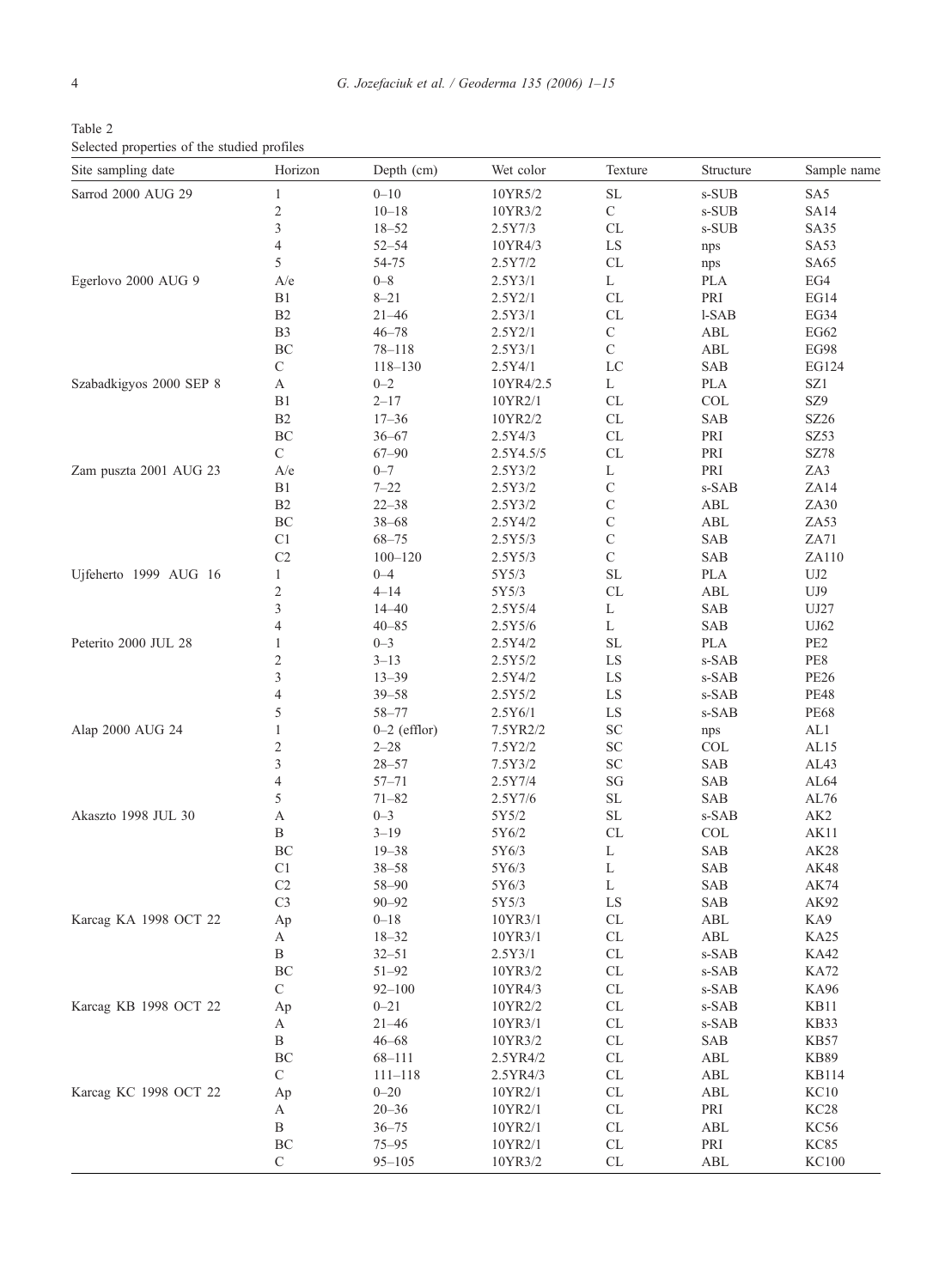Table 2
Selected properties of the studied profiles

| Site sampling date | Horizon | Depth (cm) | Wet color | Texture | Structure | Sample name |
|---|---|---|---|---|---|---|
| Sarrod 2000 AUG 29 | 1 | 0–10 | 10YR5/2 | SL | s-SUB | SA5 |
| | 2 | 10–18 | 10YR3/2 | C | s-SUB | SA14 |
| | 3 | 18–52 | 2.5Y7/3 | CL | s-SUB | SA35 |
| | 4 | 52–54 | 10YR4/3 | LS | nps | SA53 |
| | 5 | 54-75 | 2.5Y7/2 | CL | nps | SA65 |
| Egerlovo 2000 AUG 9 | A/e | 0–8 | 2.5Y3/1 | L | PLA | EG4 |
| | B1 | 8–21 | 2.5Y2/1 | CL | PRI | EG14 |
| | B2 | 21–46 | 2.5Y3/1 | CL | l-SAB | EG34 |
| | B3 | 46–78 | 2.5Y2/1 | C | ABL | EG62 |
| | BC | 78–118 | 2.5Y3/1 | C | ABL | EG98 |
| | C | 118–130 | 2.5Y4/1 | LC | SAB | EG124 |
| Szabadkigyos 2000 SEP 8 | A | 0–2 | 10YR4/2.5 | L | PLA | SZ1 |
| | B1 | 2–17 | 10YR2/1 | CL | COL | SZ9 |
| | B2 | 17–36 | 10YR2/2 | CL | SAB | SZ26 |
| | BC | 36–67 | 2.5Y4/3 | CL | PRI | SZ53 |
| | C | 67–90 | 2.5Y4.5/5 | CL | PRI | SZ78 |
| Zam puszta 2001 AUG 23 | A/e | 0–7 | 2.5Y3/2 | L | PRI | ZA3 |
| | B1 | 7–22 | 2.5Y3/2 | C | s-SAB | ZA14 |
| | B2 | 22–38 | 2.5Y3/2 | C | ABL | ZA30 |
| | BC | 38–68 | 2.5Y4/2 | C | ABL | ZA53 |
| | C1 | 68–75 | 2.5Y5/3 | C | SAB | ZA71 |
| | C2 | 100–120 | 2.5Y5/3 | C | SAB | ZA110 |
| Ujfeherto 1999 AUG 16 | 1 | 0–4 | 5Y5/3 | SL | PLA | UJ2 |
| | 2 | 4–14 | 5Y5/3 | CL | ABL | UJ9 |
| | 3 | 14–40 | 2.5Y5/4 | L | SAB | UJ27 |
| | 4 | 40–85 | 2.5Y5/6 | L | SAB | UJ62 |
| Peterito 2000 JUL 28 | 1 | 0–3 | 2.5Y4/2 | SL | PLA | PE2 |
| | 2 | 3–13 | 2.5Y5/2 | LS | s-SAB | PE8 |
| | 3 | 13–39 | 2.5Y4/2 | LS | s-SAB | PE26 |
| | 4 | 39–58 | 2.5Y5/2 | LS | s-SAB | PE48 |
| | 5 | 58–77 | 2.5Y6/1 | LS | s-SAB | PE68 |
| Alap 2000 AUG 24 | 1 | 0–2 (efflor) | 7.5YR2/2 | SC | nps | AL1 |
| | 2 | 2–28 | 7.5Y2/2 | SC | COL | AL15 |
| | 3 | 28–57 | 7.5Y3/2 | SC | SAB | AL43 |
| | 4 | 57–71 | 2.5Y7/4 | SG | SAB | AL64 |
| | 5 | 71–82 | 2.5Y7/6 | SL | SAB | AL76 |
| Akaszto 1998 JUL 30 | A | 0–3 | 5Y5/2 | SL | s-SAB | AK2 |
| | B | 3–19 | 5Y6/2 | CL | COL | AK11 |
| | BC | 19–38 | 5Y6/3 | L | SAB | AK28 |
| | C1 | 38–58 | 5Y6/3 | L | SAB | AK48 |
| | C2 | 58–90 | 5Y6/3 | L | SAB | AK74 |
| | C3 | 90–92 | 5Y5/3 | LS | SAB | AK92 |
| Karcag KA 1998 OCT 22 | Ap | 0–18 | 10YR3/1 | CL | ABL | KA9 |
| | A | 18–32 | 10YR3/1 | CL | ABL | KA25 |
| | B | 32–51 | 2.5Y3/1 | CL | s-SAB | KA42 |
| | BC | 51–92 | 10YR3/2 | CL | s-SAB | KA72 |
| | C | 92–100 | 10YR4/3 | CL | s-SAB | KA96 |
| Karcag KB 1998 OCT 22 | Ap | 0–21 | 10YR2/2 | CL | s-SAB | KB11 |
| | A | 21–46 | 10YR3/1 | CL | s-SAB | KB33 |
| | B | 46–68 | 10YR3/2 | CL | SAB | KB57 |
| | BC | 68–111 | 2.5YR4/2 | CL | ABL | KB89 |
| | C | 111–118 | 2.5YR4/3 | CL | ABL | KB114 |
| Karcag KC 1998 OCT 22 | Ap | 0–20 | 10YR2/1 | CL | ABL | KC10 |
| | A | 20–36 | 10YR2/1 | CL | PRI | KC28 |
| | B | 36–75 | 10YR2/1 | CL | ABL | KC56 |
| | BC | 75–95 | 10YR2/1 | CL | PRI | KC85 |
| | C | 95–105 | 10YR3/2 | CL | ABL | KC100 |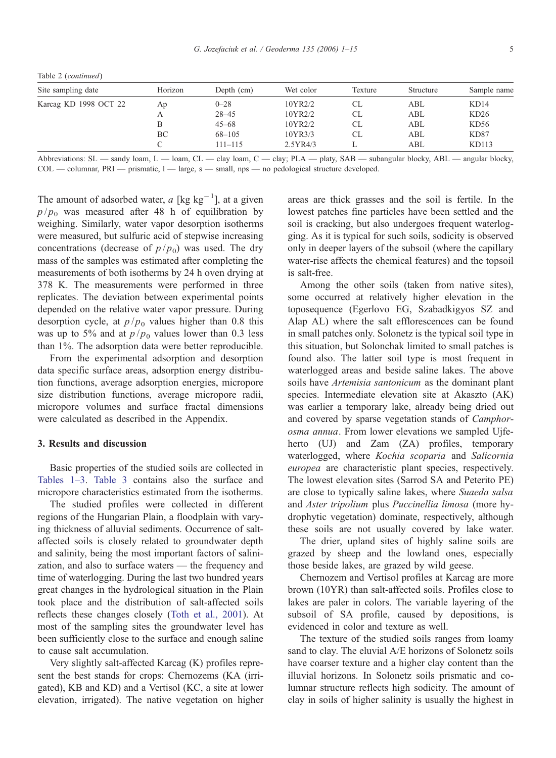Table 2 (*continued*)

| Site sampling date | Horizon | Depth (cm) | Wet color | Texture | Structure | Sample name |
|---|---|---|---|---|---|---|
| Karcag KD 1998 OCT 22 | Ap | 0–28 | 10YR2/2 | CL | ABL | KD14 |
| | A | 28–45 | 10YR2/2 | CL | ABL | KD26 |
| | B | 45–68 | 10YR2/2 | CL | ABL | KD56 |
| | BC | 68–105 | 10YR3/3 | CL | ABL | KD87 |
| | C | 111–115 | 2.5YR4/3 | L | ABL | KD113 |

Abbreviations: SL — sandy loam, L — loam, CL — clay loam, C — clay; PLA — platy, SAB — subangular blocky, ABL — angular blocky, COL — columnar, PRI — prismatic, l — large, s — small, nps — no pedological structure developed.

The amount of adsorbed water, $a$ [kg kg$^{-1}$], at a given $p/p_0$ was measured after 48 h of equilibration by weighing. Similarly, water vapor desorption isotherms were measured, but sulfuric acid of stepwise increasing concentrations (decrease of $p/p_0$) was used. The dry mass of the samples was estimated after completing the measurements of both isotherms by 24 h oven drying at 378 K. The measurements were performed in three replicates. The deviation between experimental points depended on the relative water vapor pressure. During desorption cycle, at $p/p_0$ values higher than 0.8 this was up to 5% and at $p/p_0$ values lower than 0.3 less than 1%. The adsorption data were better reproducible.

From the experimental adsorption and desorption data specific surface areas, adsorption energy distribution functions, average adsorption energies, micropore size distribution functions, average micropore radii, micropore volumes and surface fractal dimensions were calculated as described in the Appendix.

## 3. Results and discussion

Basic properties of the studied soils are collected in Tables 1–3. Table 3 contains also the surface and micropore characteristics estimated from the isotherms.

The studied profiles were collected in different regions of the Hungarian Plain, a floodplain with varying thickness of alluvial sediments. Occurrence of salt-affected soils is closely related to groundwater depth and salinity, being the most important factors of salinization, and also to surface waters — the frequency and time of waterlogging. During the last two hundred years great changes in the hydrological situation in the Plain took place and the distribution of salt-affected soils reflects these changes closely (Toth et al., 2001). At most of the sampling sites the groundwater level has been sufficiently close to the surface and enough saline to cause salt accumulation.

Very slightly salt-affected Karcag (K) profiles represent the best stands for crops: Chernozems (KA (irrigated), KB and KD) and a Vertisol (KC, a site at lower elevation, irrigated). The native vegetation on higher areas are thick grasses and the soil is fertile. In the lowest patches fine particles have been settled and the soil is cracking, but also undergoes frequent waterlogging. As it is typical for such soils, sodicity is observed only in deeper layers of the subsoil (where the capillary water-rise affects the chemical features) and the topsoil is salt-free.

Among the other soils (taken from native sites), some occurred at relatively higher elevation in the toposequence (Egerlovo EG, Szabadkigyos SZ and Alap AL) where the salt efflorescences can be found in small patches only. Solonetz is the typical soil type in this situation, but Solonchak limited to small patches is found also. The latter soil type is most frequent in waterlogged areas and beside saline lakes. The above soils have *Artemisia santonicum* as the dominant plant species. Intermediate elevation site at Akaszto (AK) was earlier a temporary lake, already being dried out and covered by sparse vegetation stands of *Camphorosma annua*. From lower elevations we sampled Ujfeherto (UJ) and Zam (ZA) profiles, temporary waterlogged, where *Kochia scoparia* and *Salicornia europea* are characteristic plant species, respectively. The lowest elevation sites (Sarrod SA and Peterito PE) are close to typically saline lakes, where *Suaeda salsa* and *Aster tripolium* plus *Puccinellia limosa* (more hydrophytic vegetation) dominate, respectively, although these soils are not usually covered by lake water.

The drier, upland sites of highly saline soils are grazed by sheep and the lowland ones, especially those beside lakes, are grazed by wild geese.

Chernozem and Vertisol profiles at Karcag are more brown (10YR) than salt-affected soils. Profiles close to lakes are paler in colors. The variable layering of the subsoil of SA profile, caused by depositions, is evidenced in color and texture as well.

The texture of the studied soils ranges from loamy sand to clay. The eluvial A/E horizons of Solonetz soils have coarser texture and a higher clay content than the illuvial horizons. In Solonetz soils prismatic and columnar structure reflects high sodicity. The amount of clay in soils of higher salinity is usually the highest in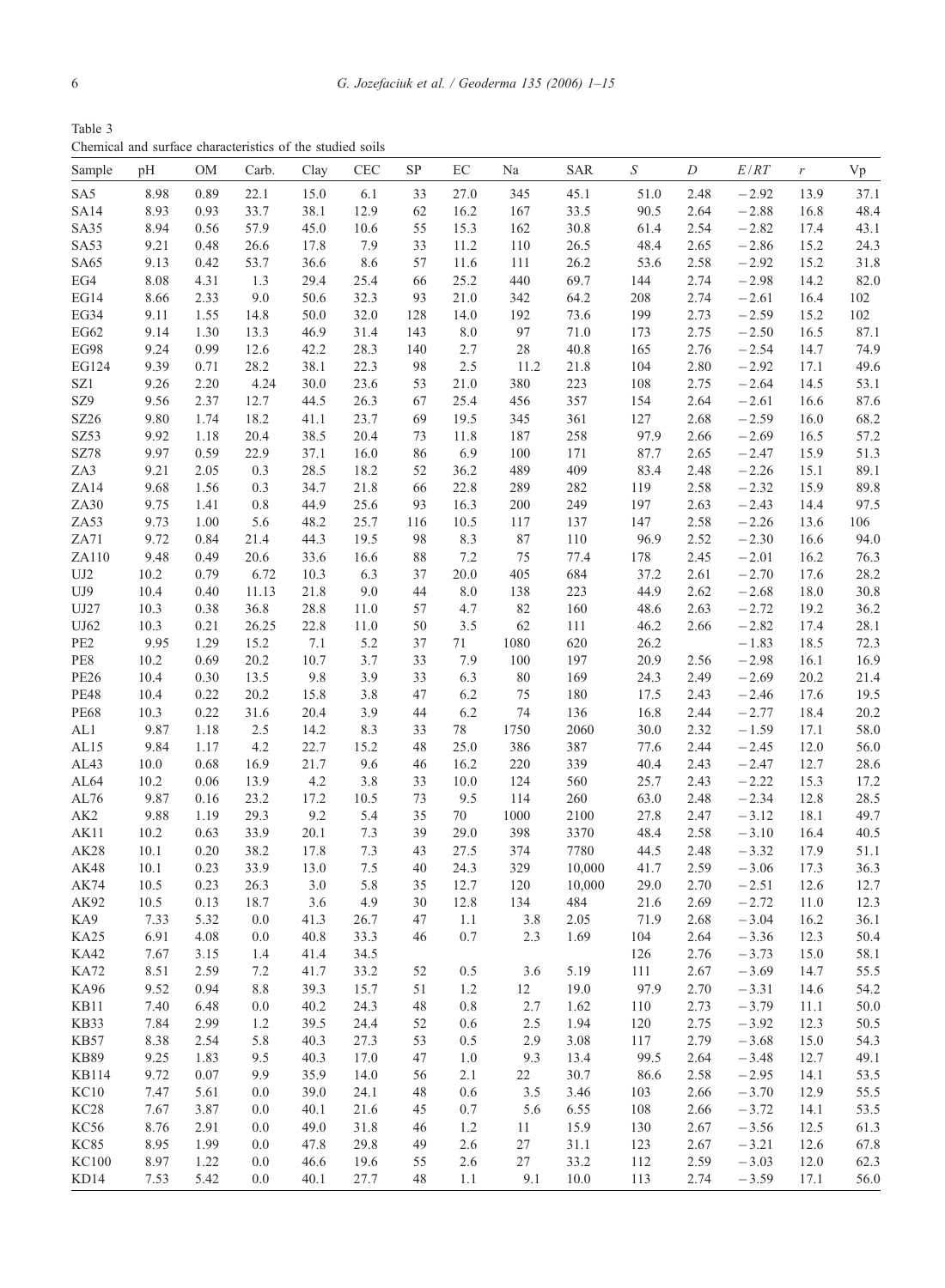Table 3
Chemical and surface characteristics of the studied soils

| Sample | pH | OM | Carb. | Clay | CEC | SP | EC | Na | SAR | $S$ | $D$ | $E/RT$ | $r$ | Vp |
|---|---|---|---|---|---|---|---|---|---|---|---|---|---|---|
| SA5 | 8.98 | 0.89 | 22.1 | 15.0 | 6.1 | 33 | 27.0 | 345 | 45.1 | 51.0 | 2.48 | −2.92 | 13.9 | 37.1 |
| SA14 | 8.93 | 0.93 | 33.7 | 38.1 | 12.9 | 62 | 16.2 | 167 | 33.5 | 90.5 | 2.64 | −2.88 | 16.8 | 48.4 |
| SA35 | 8.94 | 0.56 | 57.9 | 45.0 | 10.6 | 55 | 15.3 | 162 | 30.8 | 61.4 | 2.54 | −2.82 | 17.4 | 43.1 |
| SA53 | 9.21 | 0.48 | 26.6 | 17.8 | 7.9 | 33 | 11.2 | 110 | 26.5 | 48.4 | 2.65 | −2.86 | 15.2 | 24.3 |
| SA65 | 9.13 | 0.42 | 53.7 | 36.6 | 8.6 | 57 | 11.6 | 111 | 26.2 | 53.6 | 2.58 | −2.92 | 15.2 | 31.8 |
| EG4 | 8.08 | 4.31 | 1.3 | 29.4 | 25.4 | 66 | 25.2 | 440 | 69.7 | 144 | 2.74 | −2.98 | 14.2 | 82.0 |
| EG14 | 8.66 | 2.33 | 9.0 | 50.6 | 32.3 | 93 | 21.0 | 342 | 64.2 | 208 | 2.74 | −2.61 | 16.4 | 102 |
| EG34 | 9.11 | 1.55 | 14.8 | 50.0 | 32.0 | 128 | 14.0 | 192 | 73.6 | 199 | 2.73 | −2.59 | 15.2 | 102 |
| EG62 | 9.14 | 1.30 | 13.3 | 46.9 | 31.4 | 143 | 8.0 | 97 | 71.0 | 173 | 2.75 | −2.50 | 16.5 | 87.1 |
| EG98 | 9.24 | 0.99 | 12.6 | 42.2 | 28.3 | 140 | 2.7 | 28 | 40.8 | 165 | 2.76 | −2.54 | 14.7 | 74.9 |
| EG124 | 9.39 | 0.71 | 28.2 | 38.1 | 22.3 | 98 | 2.5 | 11.2 | 21.8 | 104 | 2.80 | −2.92 | 17.1 | 49.6 |
| SZ1 | 9.26 | 2.20 | 4.24 | 30.0 | 23.6 | 53 | 21.0 | 380 | 223 | 108 | 2.75 | −2.64 | 14.5 | 53.1 |
| SZ9 | 9.56 | 2.37 | 12.7 | 44.5 | 26.3 | 67 | 25.4 | 456 | 357 | 154 | 2.64 | −2.61 | 16.6 | 87.6 |
| SZ26 | 9.80 | 1.74 | 18.2 | 41.1 | 23.7 | 69 | 19.5 | 345 | 361 | 127 | 2.68 | −2.59 | 16.0 | 68.2 |
| SZ53 | 9.92 | 1.18 | 20.4 | 38.5 | 20.4 | 73 | 11.8 | 187 | 258 | 97.9 | 2.66 | −2.69 | 16.5 | 57.2 |
| SZ78 | 9.97 | 0.59 | 22.9 | 37.1 | 16.0 | 86 | 6.9 | 100 | 171 | 87.7 | 2.65 | −2.47 | 15.9 | 51.3 |
| ZA3 | 9.21 | 2.05 | 0.3 | 28.5 | 18.2 | 52 | 36.2 | 489 | 409 | 83.4 | 2.48 | −2.26 | 15.1 | 89.1 |
| ZA14 | 9.68 | 1.56 | 0.3 | 34.7 | 21.8 | 66 | 22.8 | 289 | 282 | 119 | 2.58 | −2.32 | 15.9 | 89.8 |
| ZA30 | 9.75 | 1.41 | 0.8 | 44.9 | 25.6 | 93 | 16.3 | 200 | 249 | 197 | 2.63 | −2.43 | 14.4 | 97.5 |
| ZA53 | 9.73 | 1.00 | 5.6 | 48.2 | 25.7 | 116 | 10.5 | 117 | 137 | 147 | 2.58 | −2.26 | 13.6 | 106 |
| ZA71 | 9.72 | 0.84 | 21.4 | 44.3 | 19.5 | 98 | 8.3 | 87 | 110 | 96.9 | 2.52 | −2.30 | 16.6 | 94.0 |
| ZA110 | 9.48 | 0.49 | 20.6 | 33.6 | 16.6 | 88 | 7.2 | 75 | 77.4 | 178 | 2.45 | −2.01 | 16.2 | 76.3 |
| UJ2 | 10.2 | 0.79 | 6.72 | 10.3 | 6.3 | 37 | 20.0 | 405 | 684 | 37.2 | 2.61 | −2.70 | 17.6 | 28.2 |
| UJ9 | 10.4 | 0.40 | 11.13 | 21.8 | 9.0 | 44 | 8.0 | 138 | 223 | 44.9 | 2.62 | −2.68 | 18.0 | 30.8 |
| UJ27 | 10.3 | 0.38 | 36.8 | 28.8 | 11.0 | 57 | 4.7 | 82 | 160 | 48.6 | 2.63 | −2.72 | 19.2 | 36.2 |
| UJ62 | 10.3 | 0.21 | 26.25 | 22.8 | 11.0 | 50 | 3.5 | 62 | 111 | 46.2 | 2.66 | −2.82 | 17.4 | 28.1 |
| PE2 | 9.95 | 1.29 | 15.2 | 7.1 | 5.2 | 37 | 71 | 1080 | 620 | 26.2 | | −1.83 | 18.5 | 72.3 |
| PE8 | 10.2 | 0.69 | 20.2 | 10.7 | 3.7 | 33 | 7.9 | 100 | 197 | 20.9 | 2.56 | −2.98 | 16.1 | 16.9 |
| PE26 | 10.4 | 0.30 | 13.5 | 9.8 | 3.9 | 33 | 6.3 | 80 | 169 | 24.3 | 2.49 | −2.69 | 20.2 | 21.4 |
| PE48 | 10.4 | 0.22 | 20.2 | 15.8 | 3.8 | 47 | 6.2 | 75 | 180 | 17.5 | 2.43 | −2.46 | 17.6 | 19.5 |
| PE68 | 10.3 | 0.22 | 31.6 | 20.4 | 3.9 | 44 | 6.2 | 74 | 136 | 16.8 | 2.44 | −2.77 | 18.4 | 20.2 |
| AL1 | 9.87 | 1.18 | 2.5 | 14.2 | 8.3 | 33 | 78 | 1750 | 2060 | 30.0 | 2.32 | −1.59 | 17.1 | 58.0 |
| AL15 | 9.84 | 1.17 | 4.2 | 22.7 | 15.2 | 48 | 25.0 | 386 | 387 | 77.6 | 2.44 | −2.45 | 12.0 | 56.0 |
| AL43 | 10.0 | 0.68 | 16.9 | 21.7 | 9.6 | 46 | 16.2 | 220 | 339 | 40.4 | 2.43 | −2.47 | 12.7 | 28.6 |
| AL64 | 10.2 | 0.06 | 13.9 | 4.2 | 3.8 | 33 | 10.0 | 124 | 560 | 25.7 | 2.43 | −2.22 | 15.3 | 17.2 |
| AL76 | 9.87 | 0.16 | 23.2 | 17.2 | 10.5 | 73 | 9.5 | 114 | 260 | 63.0 | 2.48 | −2.34 | 12.8 | 28.5 |
| AK2 | 9.88 | 1.19 | 29.3 | 9.2 | 5.4 | 35 | 70 | 1000 | 2100 | 27.8 | 2.47 | −3.12 | 18.1 | 49.7 |
| AK11 | 10.2 | 0.63 | 33.9 | 20.1 | 7.3 | 39 | 29.0 | 398 | 3370 | 48.4 | 2.58 | −3.10 | 16.4 | 40.5 |
| AK28 | 10.1 | 0.20 | 38.2 | 17.8 | 7.3 | 43 | 27.5 | 374 | 7780 | 44.5 | 2.48 | −3.32 | 17.9 | 51.1 |
| AK48 | 10.1 | 0.23 | 33.9 | 13.0 | 7.5 | 40 | 24.3 | 329 | 10,000 | 41.7 | 2.59 | −3.06 | 17.3 | 36.3 |
| AK74 | 10.5 | 0.23 | 26.3 | 3.0 | 5.8 | 35 | 12.7 | 120 | 10,000 | 29.0 | 2.70 | −2.51 | 12.6 | 12.7 |
| AK92 | 10.5 | 0.13 | 18.7 | 3.6 | 4.9 | 30 | 12.8 | 134 | 484 | 21.6 | 2.69 | −2.72 | 11.0 | 12.3 |
| KA9 | 7.33 | 5.32 | 0.0 | 41.3 | 26.7 | 47 | 1.1 | 3.8 | 2.05 | 71.9 | 2.68 | −3.04 | 16.2 | 36.1 |
| KA25 | 6.91 | 4.08 | 0.0 | 40.8 | 33.3 | 46 | 0.7 | 2.3 | 1.69 | 104 | 2.64 | −3.36 | 12.3 | 50.4 |
| KA42 | 7.67 | 3.15 | 1.4 | 41.4 | 34.5 | | | | | 126 | 2.76 | −3.73 | 15.0 | 58.1 |
| KA72 | 8.51 | 2.59 | 7.2 | 41.7 | 33.2 | 52 | 0.5 | 3.6 | 5.19 | 111 | 2.67 | −3.69 | 14.7 | 55.5 |
| KA96 | 9.52 | 0.94 | 8.8 | 39.3 | 15.7 | 51 | 1.2 | 12 | 19.0 | 97.9 | 2.70 | −3.31 | 14.6 | 54.2 |
| KB11 | 7.40 | 6.48 | 0.0 | 40.2 | 24.3 | 48 | 0.8 | 2.7 | 1.62 | 110 | 2.73 | −3.79 | 11.1 | 50.0 |
| KB33 | 7.84 | 2.99 | 1.2 | 39.5 | 24.4 | 52 | 0.6 | 2.5 | 1.94 | 120 | 2.75 | −3.92 | 12.3 | 50.5 |
| KB57 | 8.38 | 2.54 | 5.8 | 40.3 | 27.3 | 53 | 0.5 | 2.9 | 3.08 | 117 | 2.79 | −3.68 | 15.0 | 54.3 |
| KB89 | 9.25 | 1.83 | 9.5 | 40.3 | 17.0 | 47 | 1.0 | 9.3 | 13.4 | 99.5 | 2.64 | −3.48 | 12.7 | 49.1 |
| KB114 | 9.72 | 0.07 | 9.9 | 35.9 | 14.0 | 56 | 2.1 | 22 | 30.7 | 86.6 | 2.58 | −2.95 | 14.1 | 53.5 |
| KC10 | 7.47 | 5.61 | 0.0 | 39.0 | 24.1 | 48 | 0.6 | 3.5 | 3.46 | 103 | 2.66 | −3.70 | 12.9 | 55.5 |
| KC28 | 7.67 | 3.87 | 0.0 | 40.1 | 21.6 | 45 | 0.7 | 5.6 | 6.55 | 108 | 2.66 | −3.72 | 14.1 | 53.5 |
| KC56 | 8.76 | 2.91 | 0.0 | 49.0 | 31.8 | 46 | 1.2 | 11 | 15.9 | 130 | 2.67 | −3.56 | 12.5 | 61.3 |
| KC85 | 8.95 | 1.99 | 0.0 | 47.8 | 29.8 | 49 | 2.6 | 27 | 31.1 | 123 | 2.67 | −3.21 | 12.6 | 67.8 |
| KC100 | 8.97 | 1.22 | 0.0 | 46.6 | 19.6 | 55 | 2.6 | 27 | 33.2 | 112 | 2.59 | −3.03 | 12.0 | 62.3 |
| KD14 | 7.53 | 5.42 | 0.0 | 40.1 | 27.7 | 48 | 1.1 | 9.1 | 10.0 | 113 | 2.74 | −3.59 | 17.1 | 56.0 |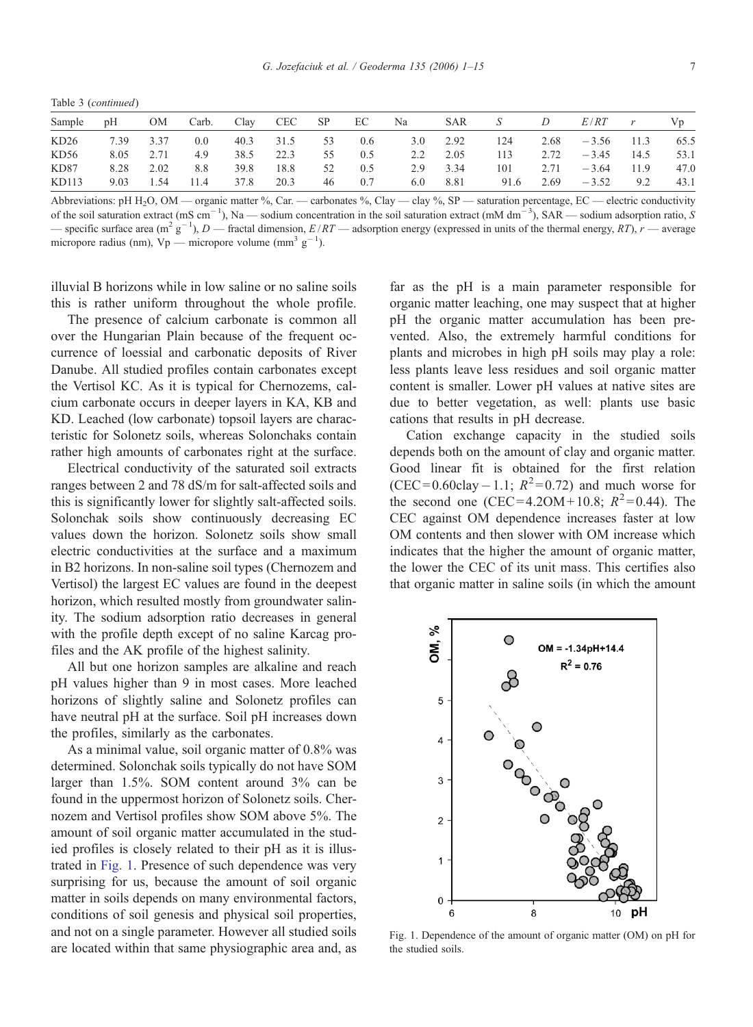Table 3 (*continued*)

| Sample | pH | OM | Carb. | Clay | CEC | SP | EC | Na | SAR | *S* | *D* | *E*/*RT* | *r* | Vp |
|---|---|---|---|---|---|---|---|---|---|---|---|---|---|---|
| KD26 | 7.39 | 3.37 | 0.0 | 40.3 | 31.5 | 53 | 0.6 | 3.0 | 2.92 | 124 | 2.68 | −3.56 | 11.3 | 65.5 |
| KD56 | 8.05 | 2.71 | 4.9 | 38.5 | 22.3 | 55 | 0.5 | 2.2 | 2.05 | 113 | 2.72 | −3.45 | 14.5 | 53.1 |
| KD87 | 8.28 | 2.02 | 8.8 | 39.8 | 18.8 | 52 | 0.5 | 2.9 | 3.34 | 101 | 2.71 | −3.64 | 11.9 | 47.0 |
| KD113 | 9.03 | 1.54 | 11.4 | 37.8 | 20.3 | 46 | 0.7 | 6.0 | 8.81 | 91.6 | 2.69 | −3.52 | 9.2 | 43.1 |

Abbreviations: pH $H_2O$, OM — organic matter %, Car. — carbonates %, Clay — clay %, SP — saturation percentage, EC — electric conductivity of the soil saturation extract (mS $cm^{-1}$), Na — sodium concentration in the soil saturation extract (mM $dm^{-3}$), SAR — sodium adsorption ratio, $S$ — specific surface area ($m^2$ $g^{-1}$), $D$ — fractal dimension, $E/RT$ — adsorption energy (expressed in units of the thermal energy, $RT$), $r$ — average micropore radius (nm), Vp — micropore volume ($mm^3$ $g^{-1}$).

illuvial B horizons while in low saline or no saline soils this is rather uniform throughout the whole profile.

The presence of calcium carbonate is common all over the Hungarian Plain because of the frequent occurrence of loessial and carbonatic deposits of River Danube. All studied profiles contain carbonates except the Vertisol KC. As it is typical for Chernozems, calcium carbonate occurs in deeper layers in KA, KB and KD. Leached (low carbonate) topsoil layers are characteristic for Solonetz soils, whereas Solonchaks contain rather high amounts of carbonates right at the surface.

Electrical conductivity of the saturated soil extracts ranges between 2 and 78 dS/m for salt-affected soils and this is significantly lower for slightly salt-affected soils. Solonchak soils show continuously decreasing EC values down the horizon. Solonetz soils show small electric conductivities at the surface and a maximum in B2 horizons. In non-saline soil types (Chernozem and Vertisol) the largest EC values are found in the deepest horizon, which resulted mostly from groundwater salinity. The sodium adsorption ratio decreases in general with the profile depth except of no saline Karcag profiles and the AK profile of the highest salinity.

All but one horizon samples are alkaline and reach pH values higher than 9 in most cases. More leached horizons of slightly saline and Solonetz profiles can have neutral pH at the surface. Soil pH increases down the profiles, similarly as the carbonates.

As a minimal value, soil organic matter of 0.8% was determined. Solonchak soils typically do not have SOM larger than 1.5%. SOM content around 3% can be found in the uppermost horizon of Solonetz soils. Chernozem and Vertisol profiles show SOM above 5%. The amount of soil organic matter accumulated in the studied profiles is closely related to their pH as it is illustrated in Fig. 1. Presence of such dependence was very surprising for us, because the amount of soil organic matter in soils depends on many environmental factors, conditions of soil genesis and physical soil properties, and not on a single parameter. However all studied soils are located within that same physiographic area and, as far as the pH is a main parameter responsible for organic matter leaching, one may suspect that at higher pH the organic matter accumulation has been prevented. Also, the extremely harmful conditions for plants and microbes in high pH soils may play a role: less plants leave less residues and soil organic matter content is smaller. Lower pH values at native sites are due to better vegetation, as well: plants use basic cations that results in pH decrease.

Cation exchange capacity in the studied soils depends both on the amount of clay and organic matter. Good linear fit is obtained for the first relation (CEC = 0.60clay − 1.1; $R^2 = 0.72$) and much worse for the second one (CEC = 4.2OM + 10.8; $R^2 = 0.44$). The CEC against OM dependence increases faster at low OM contents and then slower with OM increase which indicates that the higher the amount of organic matter, the lower the CEC of its unit mass. This certifies also that organic matter in saline soils (in which the amount

Fig. 1. Dependence of the amount of organic matter (OM) on pH for the studied soils.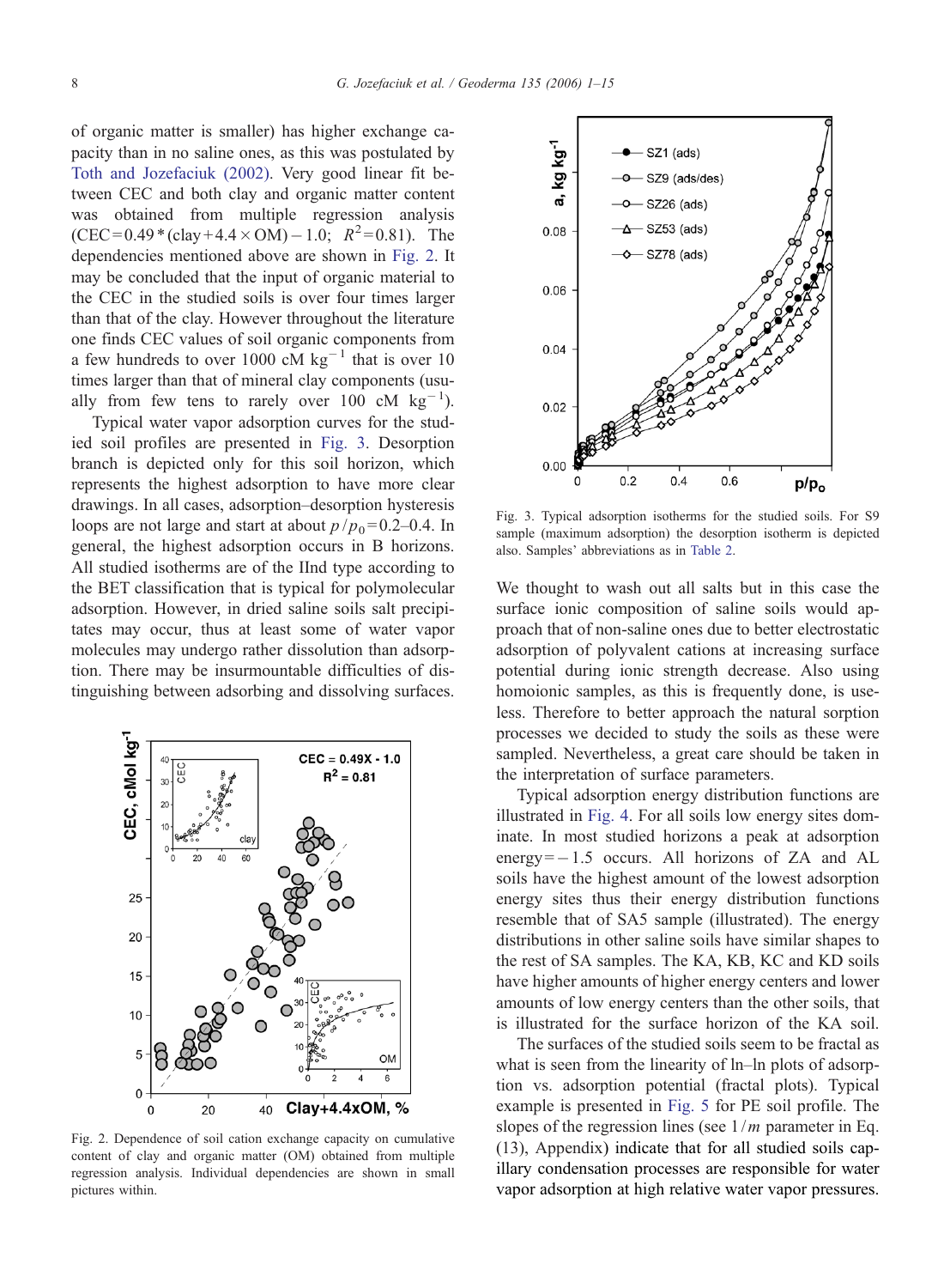of organic matter is smaller) has higher exchange capacity than in no saline ones, as this was postulated by Toth and Jozefaciuk (2002). Very good linear fit between CEC and both clay and organic matter content was obtained from multiple regression analysis ($CEC = 0.49 * (clay + 4.4 \times OM) - 1.0$; $R^2 = 0.81$). The dependencies mentioned above are shown in Fig. 2. It may be concluded that the input of organic material to the CEC in the studied soils is over four times larger than that of the clay. However throughout the literature one finds CEC values of soil organic components from a few hundreds to over 1000 cM $kg^{-1}$ that is over 10 times larger than that of mineral clay components (usually from few tens to rarely over 100 cM $kg^{-1}$).

Typical water vapor adsorption curves for the studied soil profiles are presented in Fig. 3. Desorption branch is depicted only for this soil horizon, which represents the highest adsorption to have more clear drawings. In all cases, adsorption–desorption hysteresis loops are not large and start at about $p/p_0 = 0.2$–$0.4$. In general, the highest adsorption occurs in B horizons. All studied isotherms are of the IInd type according to the BET classification that is typical for polymolecular adsorption. However, in dried saline soils salt precipitates may occur, thus at least some of water vapor molecules may undergo rather dissolution than adsorption. There may be insurmountable difficulties of distinguishing between adsorbing and dissolving surfaces.

Fig. 2. Dependence of soil cation exchange capacity on cumulative content of clay and organic matter (OM) obtained from multiple regression analysis. Individual dependencies are shown in small pictures within.

Fig. 3. Typical adsorption isotherms for the studied soils. For S9 sample (maximum adsorption) the desorption isotherm is depicted also. Samples' abbreviations as in Table 2.

We thought to wash out all salts but in this case the surface ionic composition of saline soils would approach that of non-saline ones due to better electrostatic adsorption of polyvalent cations at increasing surface potential during ionic strength decrease. Also using homoionic samples, as this is frequently done, is useless. Therefore to better approach the natural sorption processes we decided to study the soils as these were sampled. Nevertheless, a great care should be taken in the interpretation of surface parameters.

Typical adsorption energy distribution functions are illustrated in Fig. 4. For all soils low energy sites dominate. In most studied horizons a peak at adsorption energy $= -1.5$ occurs. All horizons of ZA and AL soils have the highest amount of the lowest adsorption energy sites thus their energy distribution functions resemble that of SA5 sample (illustrated). The energy distributions in other saline soils have similar shapes to the rest of SA samples. The KA, KB, KC and KD soils have higher amounts of higher energy centers and lower amounts of low energy centers than the other soils, that is illustrated for the surface horizon of the KA soil.

The surfaces of the studied soils seem to be fractal as what is seen from the linearity of ln–ln plots of adsorption vs. adsorption potential (fractal plots). Typical example is presented in Fig. 5 for PE soil profile. The slopes of the regression lines (see $1/m$ parameter in Eq. (13), Appendix) indicate that for all studied soils capillary condensation processes are responsible for water vapor adsorption at high relative water vapor pressures.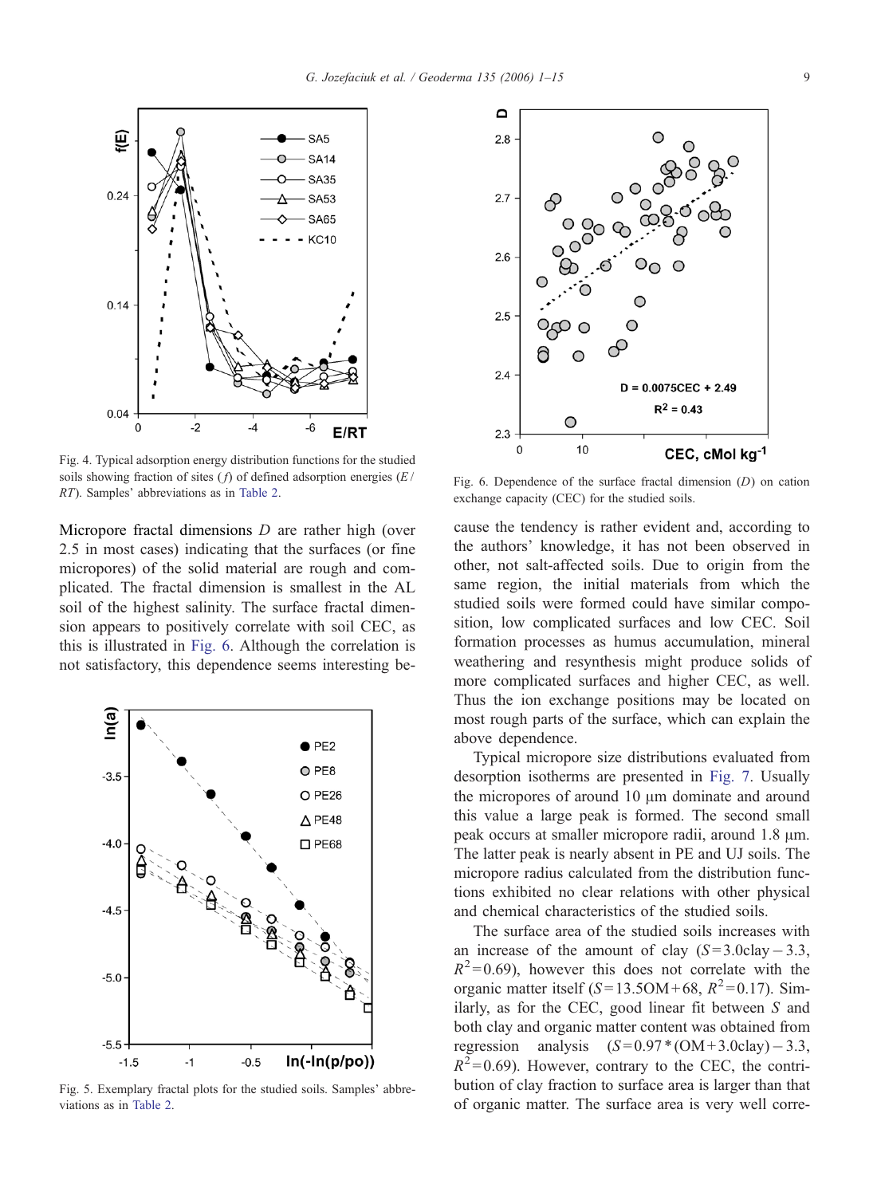Fig. 4. Typical adsorption energy distribution functions for the studied soils showing fraction of sites ($f$) of defined adsorption energies ($E/RT$). Samples' abbreviations as in Table 2.

Micropore fractal dimensions $D$ are rather high (over 2.5 in most cases) indicating that the surfaces (or fine micropores) of the solid material are rough and complicated. The fractal dimension is smallest in the AL soil of the highest salinity. The surface fractal dimension appears to positively correlate with soil CEC, as this is illustrated in Fig. 6. Although the correlation is not satisfactory, this dependence seems interesting because the tendency is rather evident and, according to the authors' knowledge, it has not been observed in other, not salt-affected soils. Due to origin from the same region, the initial materials from which the studied soils were formed could have similar composition, low complicated surfaces and low CEC. Soil formation processes as humus accumulation, mineral weathering and resynthesis might produce solids of more complicated surfaces and higher CEC, as well. Thus the ion exchange positions may be located on most rough parts of the surface, which can explain the above dependence.

Fig. 5. Exemplary fractal plots for the studied soils. Samples' abbreviations as in Table 2.

Fig. 6. Dependence of the surface fractal dimension ($D$) on cation exchange capacity (CEC) for the studied soils.

Typical micropore size distributions evaluated from desorption isotherms are presented in Fig. 7. Usually the micropores of around 10 μm dominate and around this value a large peak is formed. The second small peak occurs at smaller micropore radii, around 1.8 μm. The latter peak is nearly absent in PE and UJ soils. The micropore radius calculated from the distribution functions exhibited no clear relations with other physical and chemical characteristics of the studied soils.

The surface area of the studied soils increases with an increase of the amount of clay ($S = 3.0\text{clay} - 3.3$, $R^2 = 0.69$), however this does not correlate with the organic matter itself ($S = 13.5\text{OM} + 68$, $R^2 = 0.17$). Similarly, as for the CEC, good linear fit between $S$ and both clay and organic matter content was obtained from regression analysis ($S = 0.97 * (\text{OM} + 3.0\text{clay}) - 3.3$, $R^2 = 0.69$). However, contrary to the CEC, the contribution of clay fraction to surface area is larger than that of organic matter. The surface area is very well corre-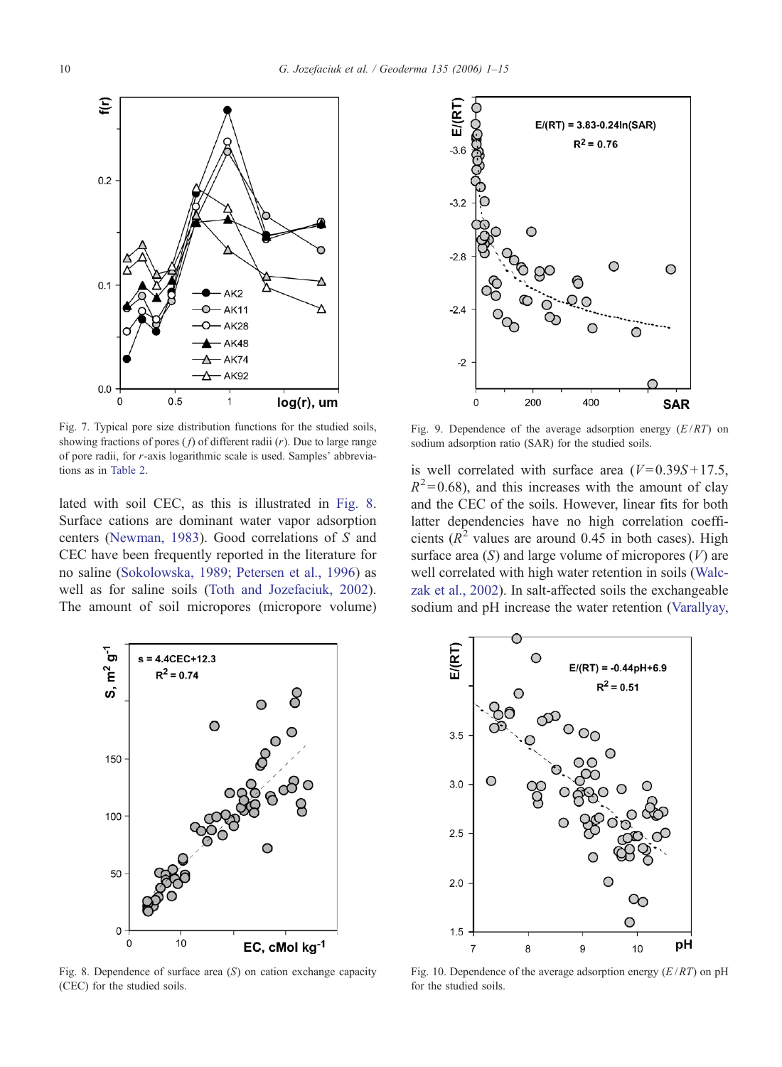Fig. 7. Typical pore size distribution functions for the studied soils, showing fractions of pores ($f$) of different radii ($r$). Due to large range of pore radii, for $r$-axis logarithmic scale is used. Samples' abbreviations as in Table 2.

Fig. 9. Dependence of the average adsorption energy ($E/RT$) on sodium adsorption ratio (SAR) for the studied soils.

lated with soil CEC, as this is illustrated in Fig. 8. Surface cations are dominant water vapor adsorption centers (Newman, 1983). Good correlations of $S$ and CEC have been frequently reported in the literature for no saline (Sokolowska, 1989; Petersen et al., 1996) as well as for saline soils (Toth and Jozefaciuk, 2002). The amount of soil micropores (micropore volume) is well correlated with surface area ($V=0.39S+17.5$, $R^2=0.68$), and this increases with the amount of clay and the CEC of the soils. However, linear fits for both latter dependencies have no high correlation coefficients ($R^2$ values are around 0.45 in both cases). High surface area ($S$) and large volume of micropores ($V$) are well correlated with high water retention in soils (Walczak et al., 2002). In salt-affected soils the exchangeable sodium and pH increase the water retention (Varallyay,

Fig. 8. Dependence of surface area ($S$) on cation exchange capacity (CEC) for the studied soils.

Fig. 10. Dependence of the average adsorption energy ($E/RT$) on pH for the studied soils.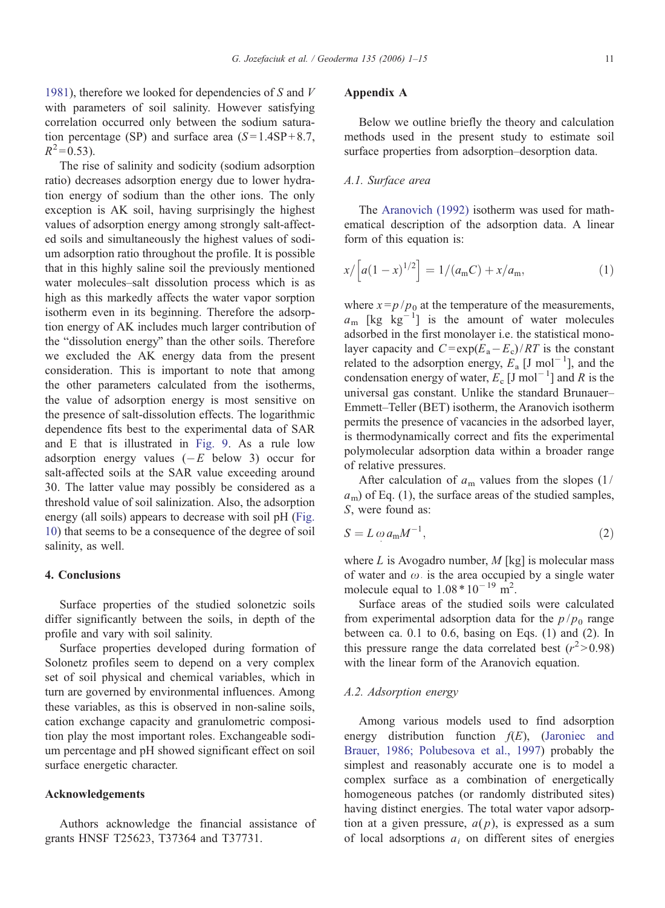1981), therefore we looked for dependencies of $S$ and $V$ with parameters of soil salinity. However satisfying correlation occurred only between the sodium saturation percentage (SP) and surface area ($S = 1.4\text{SP} + 8.7$, $R^2 = 0.53$).

The rise of salinity and sodicity (sodium adsorption ratio) decreases adsorption energy due to lower hydration energy of sodium than the other ions. The only exception is AK soil, having surprisingly the highest values of adsorption energy among strongly salt-affected soils and simultaneously the highest values of sodium adsorption ratio throughout the profile. It is possible that in this highly saline soil the previously mentioned water molecules–salt dissolution process which is as high as this markedly affects the water vapor sorption isotherm even in its beginning. Therefore the adsorption energy of AK includes much larger contribution of the "dissolution energy" than the other soils. Therefore we excluded the AK energy data from the present consideration. This is important to note that among the other parameters calculated from the isotherms, the value of adsorption energy is most sensitive on the presence of salt-dissolution effects. The logarithmic dependence fits best to the experimental data of SAR and E that is illustrated in Fig. 9. As a rule low adsorption energy values ($-E$ below 3) occur for salt-affected soils at the SAR value exceeding around 30. The latter value may possibly be considered as a threshold value of soil salinization. Also, the adsorption energy (all soils) appears to decrease with soil pH (Fig. 10) that seems to be a consequence of the degree of soil salinity, as well.

## 4. Conclusions

Surface properties of the studied solonetzic soils differ significantly between the soils, in depth of the profile and vary with soil salinity.

Surface properties developed during formation of Solonetz profiles seem to depend on a very complex set of soil physical and chemical variables, which in turn are governed by environmental influences. Among these variables, as this is observed in non-saline soils, cation exchange capacity and granulometric composition play the most important roles. Exchangeable sodium percentage and pH showed significant effect on soil surface energetic character.

## Acknowledgements

Authors acknowledge the financial assistance of grants HNSF T25623, T37364 and T37731.

## Appendix A

Below we outline briefly the theory and calculation methods used in the present study to estimate soil surface properties from adsorption–desorption data.

### A.1. Surface area

The Aranovich (1992) isotherm was used for mathematical description of the adsorption data. A linear form of this equation is:

$$x/\left[a(1-x)^{1/2}\right] = 1/(a_m C) + x/a_m, \tag{1}$$

where $x = p/p_0$ at the temperature of the measurements, $a_m$ [kg kg$^{-1}$] is the amount of water molecules adsorbed in the first monolayer i.e. the statistical monolayer capacity and $C = \exp(E_a - E_c)/RT$ is the constant related to the adsorption energy, $E_a$ [J mol$^{-1}$], and the condensation energy of water, $E_c$ [J mol$^{-1}$] and $R$ is the universal gas constant. Unlike the standard Brunauer–Emmett–Teller (BET) isotherm, the Aranovich isotherm permits the presence of vacancies in the adsorbed layer, is thermodynamically correct and fits the experimental polymolecular adsorption data within a broader range of relative pressures.

After calculation of $a_m$ values from the slopes ($1/a_m$) of Eq. (1), the surface areas of the studied samples, $S$, were found as:

$$S = L\,\omega\,a_m M^{-1}, \tag{2}$$

where $L$ is Avogadro number, $M$ [kg] is molecular mass of water and $\omega$ is the area occupied by a single water molecule equal to $1.08 * 10^{-19}$ m$^2$.

Surface areas of the studied soils were calculated from experimental adsorption data for the $p/p_0$ range between ca. 0.1 to 0.6, basing on Eqs. (1) and (2). In this pressure range the data correlated best ($r^2 > 0.98$) with the linear form of the Aranovich equation.

### A.2. Adsorption energy

Among various models used to find adsorption energy distribution function $f(E)$, (Jaroniec and Brauer, 1986; Polubesova et al., 1997) probably the simplest and reasonably accurate one is to model a complex surface as a combination of energetically homogeneous patches (or randomly distributed sites) having distinct energies. The total water vapor adsorption at a given pressure, $a(p)$, is expressed as a sum of local adsorptions $a_i$ on different sites of energies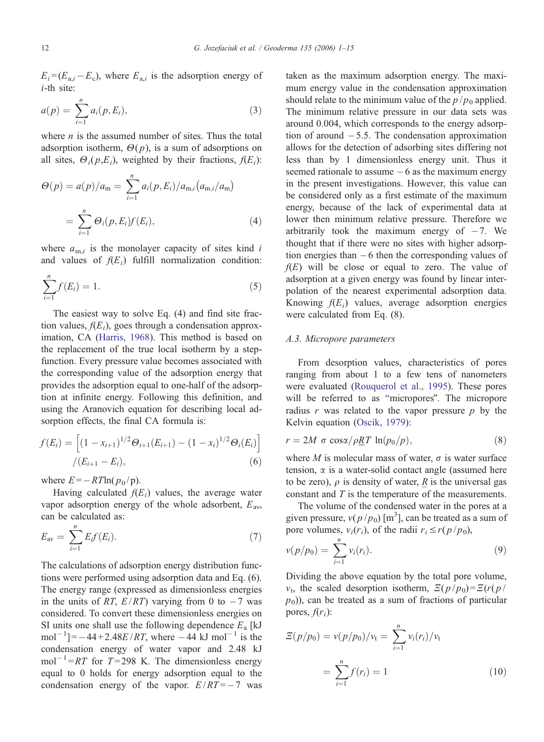$E_i = (E_{a,i} - E_c)$, where $E_{a,i}$ is the adsorption energy of $i$-th site:

$$a(p) = \sum_{i=1}^{n} a_i(p, E_i), \tag{3}$$

where $n$ is the assumed number of sites. Thus the total adsorption isotherm, $\Theta(p)$, is a sum of adsorptions on all sites, $\Theta_i(p,E_i)$, weighted by their fractions, $f(E_i)$:

$$\Theta(p) = a(p)/a_m = \sum_{i=1}^{n} a_i(p, E_i)/a_{m,i}(a_{m,i}/a_m) = \sum_{i=1}^{n} \Theta_i(p, E_i) f(E_i), \tag{4}$$

where $a_{m,i}$ is the monolayer capacity of sites kind $i$ and values of $f(E_i)$ fulfill normalization condition:

$$\sum_{i=1}^{n} f(E_i) = 1. \tag{5}$$

The easiest way to solve Eq. (4) and find site fraction values, $f(E_i)$, goes through a condensation approximation, CA (Harris, 1968). This method is based on the replacement of the true local isotherm by a step-function. Every pressure value becomes associated with the corresponding value of the adsorption energy that provides the adsorption equal to one-half of the adsorption at infinite energy. Following this definition, and using the Aranovich equation for describing local adsorption effects, the final CA formula is:

$$f(E_i) = \left[(1 - x_{i+1})^{1/2}\Theta_{i+1}(E_{i+1}) - (1 - x_i)^{1/2}\Theta_i(E_i)\right] / (E_{i+1} - E_i), \tag{6}$$

where $E = -RT\ln(p_0/p)$.

Having calculated $f(E_i)$ values, the average water vapor adsorption energy of the whole adsorbent, $E_{av}$, can be calculated as:

$$E_{av} = \sum_{i=1}^{n} E_i f(E_i). \tag{7}$$

The calculations of adsorption energy distribution functions were performed using adsorption data and Eq. (6). The energy range (expressed as dimensionless energies in the units of $RT$, $E/RT$) varying from 0 to $-7$ was considered. To convert these dimensionless energies on SI units one shall use the following dependence $E_a$ [kJ mol$^{-1}$] $= -44 + 2.48E/RT$, where $-44$ kJ mol$^{-1}$ is the condensation energy of water vapor and 2.48 kJ mol$^{-1}$ $= RT$ for $T = 298$ K. The dimensionless energy equal to 0 holds for energy adsorption equal to the condensation energy of the vapor. $E/RT = -7$ was taken as the maximum adsorption energy. The maximum energy value in the condensation approximation should relate to the minimum value of the $p/p_0$ applied. The minimum relative pressure in our data sets was around 0.004, which corresponds to the energy adsorption of around $-5.5$. The condensation approximation allows for the detection of adsorbing sites differing not less than by 1 dimensionless energy unit. Thus it seemed rationale to assume $-6$ as the maximum energy in the present investigations. However, this value can be considered only as a first estimate of the maximum energy, because of the lack of experimental data at lower then minimum relative pressure. Therefore we arbitrarily took the maximum energy of $-7$. We thought that if there were no sites with higher adsorption energies than $-6$ then the corresponding values of $f(E)$ will be close or equal to zero. The value of adsorption at a given energy was found by linear interpolation of the nearest experimental adsorption data. Knowing $f(E_i)$ values, average adsorption energies were calculated from Eq. (8).

### A.3. Micropore parameters

From desorption values, characteristics of pores ranging from about 1 to a few tens of nanometers were evaluated (Rouquerol et al., 1995). These pores will be referred to as "micropores". The micropore radius $r$ was related to the vapor pressure $p$ by the Kelvin equation (Oscik, 1979):

$$r = 2M\ \sigma\ \cos\alpha/\rho \underline{R} T\ \ln(p_0/p), \tag{8}$$

where $M$ is molecular mass of water, $\sigma$ is water surface tension, $\alpha$ is a water-solid contact angle (assumed here to be zero), $\rho$ is density of water, $\underline{R}$ is the universal gas constant and $T$ is the temperature of the measurements.

The volume of the condensed water in the pores at a given pressure, $v(p/p_0)$ [m$^3$], can be treated as a sum of pore volumes, $v_i(r_i)$, of the radii $r_i \le r(p/p_0)$,

$$v(p/p_0) = \sum_{i=1}^{n} v_i(r_i). \tag{9}$$

Dividing the above equation by the total pore volume, $v_t$, the scaled desorption isotherm, $\Xi(p/p_0) = \Xi(r(p/p_0))$, can be treated as a sum of fractions of particular pores, $f(r_i)$:

$$\Xi(p/p_0) = v(p/p_0)/v_t = \sum_{i=1}^{n} v_i(r_i)/v_t = \sum_{i=1}^{n} f(r_i) = 1 \tag{10}$$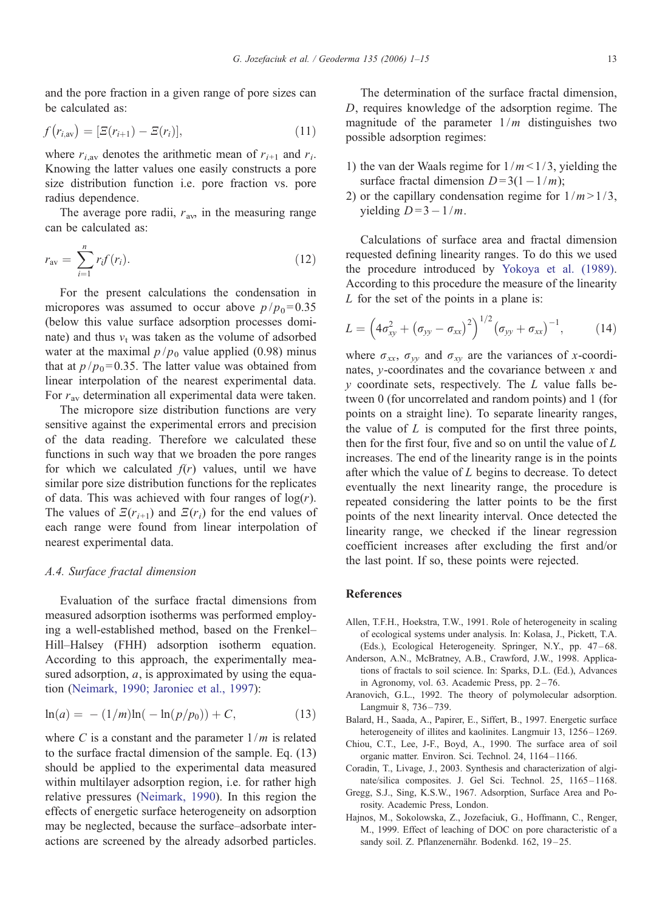and the pore fraction in a given range of pore sizes can be calculated as:

$$f\left(r_{i,\mathrm{av}}\right) = \left[\Xi(r_{i+1}) - \Xi(r_i)\right], \tag{11}$$

where $r_{i,\mathrm{av}}$ denotes the arithmetic mean of $r_{i+1}$ and $r_i$. Knowing the latter values one easily constructs a pore size distribution function i.e. pore fraction vs. pore radius dependence.

The average pore radii, $r_{\mathrm{av}}$, in the measuring range can be calculated as:

$$r_{\mathrm{av}} = \sum_{i=1}^{n} r_i f(r_i). \tag{12}$$

For the present calculations the condensation in micropores was assumed to occur above $p/p_0 = 0.35$ (below this value surface adsorption processes dominate) and thus $v_t$ was taken as the volume of adsorbed water at the maximal $p/p_0$ value applied (0.98) minus that at $p/p_0 = 0.35$. The latter value was obtained from linear interpolation of the nearest experimental data. For $r_{\mathrm{av}}$ determination all experimental data were taken.

The micropore size distribution functions are very sensitive against the experimental errors and precision of the data reading. Therefore we calculated these functions in such way that we broaden the pore ranges for which we calculated $f(r)$ values, until we have similar pore size distribution functions for the replicates of data. This was achieved with four ranges of $\log(r)$. The values of $\Xi(r_{i+1})$ and $\Xi(r_i)$ for the end values of each range were found from linear interpolation of nearest experimental data.

### A.4. Surface fractal dimension

Evaluation of the surface fractal dimensions from measured adsorption isotherms was performed employing a well-established method, based on the Frenkel–Hill–Halsey (FHH) adsorption isotherm equation. According to this approach, the experimentally measured adsorption, $a$, is approximated by using the equation (Neimark, 1990; Jaroniec et al., 1997):

$$\ln(a) = -(1/m)\ln(-\ln(p/p_0)) + C, \tag{13}$$

where $C$ is a constant and the parameter $1/m$ is related to the surface fractal dimension of the sample. Eq. (13) should be applied to the experimental data measured within multilayer adsorption region, i.e. for rather high relative pressures (Neimark, 1990). In this region the effects of energetic surface heterogeneity on adsorption may be neglected, because the surface–adsorbate interactions are screened by the already adsorbed particles.

The determination of the surface fractal dimension, $D$, requires knowledge of the adsorption regime. The magnitude of the parameter $1/m$ distinguishes two possible adsorption regimes:

1) the van der Waals regime for $1/m < 1/3$, yielding the surface fractal dimension $D = 3(1 - 1/m)$;
2) or the capillary condensation regime for $1/m > 1/3$, yielding $D = 3 - 1/m$.

Calculations of surface area and fractal dimension requested defining linearity ranges. To do this we used the procedure introduced by Yokoya et al. (1989). According to this procedure the measure of the linearity $L$ for the set of the points in a plane is:

$$L = \left(4\sigma_{xy}^2 + \left(\sigma_{yy} - \sigma_{xx}\right)^2\right)^{1/2}\left(\sigma_{yy} + \sigma_{xx}\right)^{-1}, \tag{14}$$

where $\sigma_{xx}$, $\sigma_{yy}$ and $\sigma_{xy}$ are the variances of $x$-coordinates, $y$-coordinates and the covariance between $x$ and $y$ coordinate sets, respectively. The $L$ value falls between 0 (for uncorrelated and random points) and 1 (for points on a straight line). To separate linearity ranges, the value of $L$ is computed for the first three points, then for the first four, five and so on until the value of $L$ increases. The end of the linearity range is in the points after which the value of $L$ begins to decrease. To detect eventually the next linearity range, the procedure is repeated considering the latter points to be the first points of the next linearity interval. Once detected the linearity range, we checked if the linear regression coefficient increases after excluding the first and/or the last point. If so, these points were rejected.

## References

Allen, T.F.H., Hoekstra, T.W., 1991. Role of heterogeneity in scaling of ecological systems under analysis. In: Kolasa, J., Pickett, T.A. (Eds.), Ecological Heterogeneity. Springer, N.Y., pp. 47–68.

Anderson, A.N., McBratney, A.B., Crawford, J.W., 1998. Applications of fractals to soil science. In: Sparks, D.L. (Ed.), Advances in Agronomy, vol. 63. Academic Press, pp. 2–76.

Aranovich, G.L., 1992. The theory of polymolecular adsorption. Langmuir 8, 736–739.

Balard, H., Saada, A., Papirer, E., Siffert, B., 1997. Energetic surface heterogeneity of illites and kaolinites. Langmuir 13, 1256–1269.

Chiou, C.T., Lee, J-F., Boyd, A., 1990. The surface area of soil organic matter. Environ. Sci. Technol. 24, 1164–1166.

Coradin, T., Livage, J., 2003. Synthesis and characterization of alginate/silica composites. J. Gel Sci. Technol. 25, 1165–1168.

Gregg, S.J., Sing, K.S.W., 1967. Adsorption, Surface Area and Porosity. Academic Press, London.

Hajnos, M., Sokolowska, Z., Jozefaciuk, G., Hoffmann, C., Renger, M., 1999. Effect of leaching of DOC on pore characteristic of a sandy soil. Z. Pflanzenernähr. Bodenkd. 162, 19–25.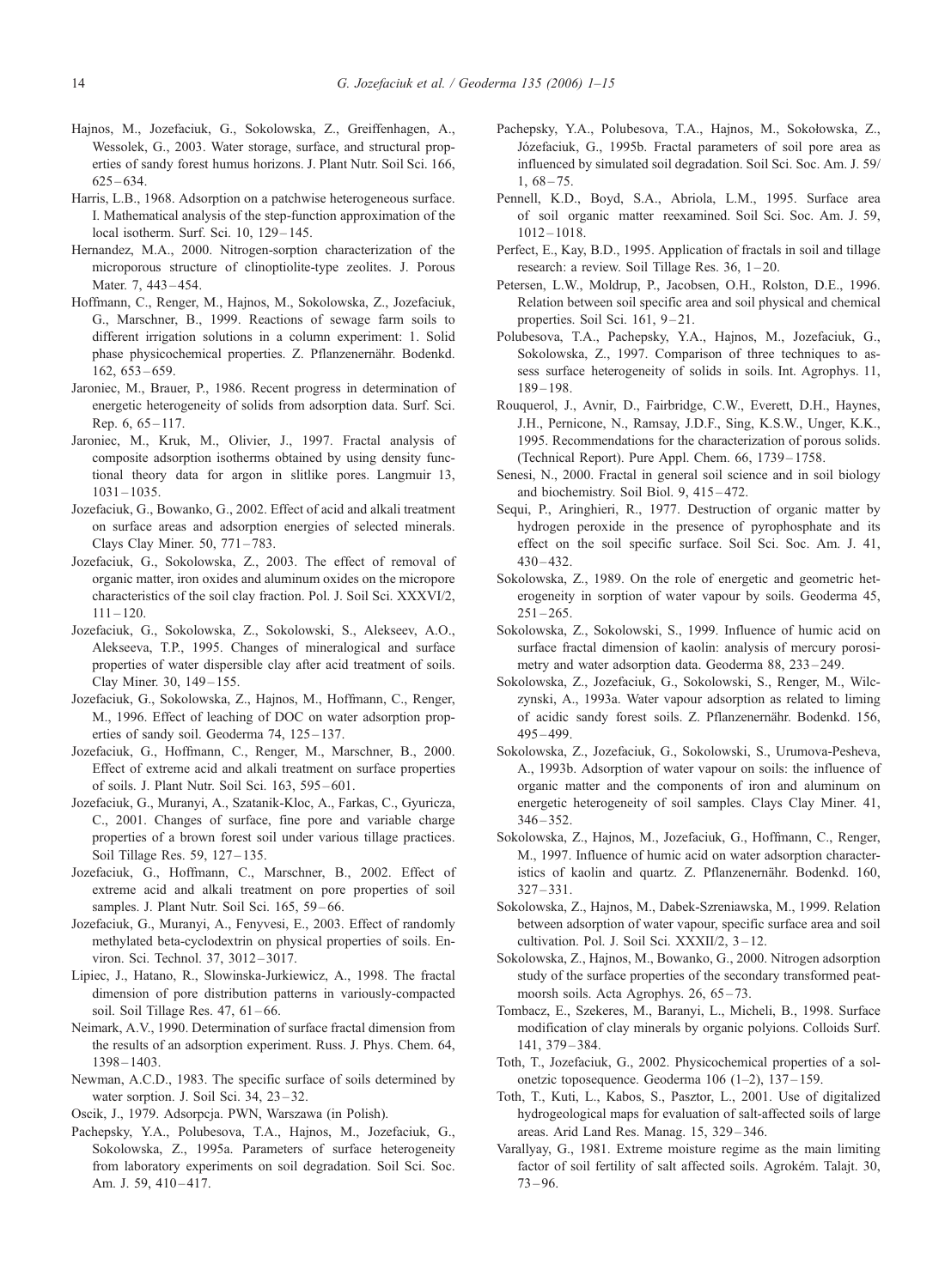Hajnos, M., Jozefaciuk, G., Sokolowska, Z., Greiffenhagen, A., Wessolek, G., 2003. Water storage, surface, and structural properties of sandy forest humus horizons. J. Plant Nutr. Soil Sci. 166, 625–634.

Harris, L.B., 1968. Adsorption on a patchwise heterogeneous surface. I. Mathematical analysis of the step-function approximation of the local isotherm. Surf. Sci. 10, 129–145.

Hernandez, M.A., 2000. Nitrogen-sorption characterization of the microporous structure of clinoptiolite-type zeolites. J. Porous Mater. 7, 443–454.

Hoffmann, C., Renger, M., Hajnos, M., Sokolowska, Z., Jozefaciuk, G., Marschner, B., 1999. Reactions of sewage farm soils to different irrigation solutions in a column experiment: 1. Solid phase physicochemical properties. Z. Pflanzenernähr. Bodenkd. 162, 653–659.

Jaroniec, M., Brauer, P., 1986. Recent progress in determination of energetic heterogeneity of solids from adsorption data. Surf. Sci. Rep. 6, 65–117.

Jaroniec, M., Kruk, M., Olivier, J., 1997. Fractal analysis of composite adsorption isotherms obtained by using density functional theory data for argon in slitlike pores. Langmuir 13, 1031–1035.

Jozefaciuk, G., Bowanko, G., 2002. Effect of acid and alkali treatment on surface areas and adsorption energies of selected minerals. Clays Clay Miner. 50, 771–783.

Jozefaciuk, G., Sokolowska, Z., 2003. The effect of removal of organic matter, iron oxides and aluminum oxides on the micropore characteristics of the soil clay fraction. Pol. J. Soil Sci. XXXVI/2, 111–120.

Jozefaciuk, G., Sokolowska, Z., Sokolowski, S., Alekseev, A.O., Alekseeva, T.P., 1995. Changes of mineralogical and surface properties of water dispersible clay after acid treatment of soils. Clay Miner. 30, 149–155.

Jozefaciuk, G., Sokolowska, Z., Hajnos, M., Hoffmann, C., Renger, M., 1996. Effect of leaching of DOC on water adsorption properties of sandy soil. Geoderma 74, 125–137.

Jozefaciuk, G., Hoffmann, C., Renger, M., Marschner, B., 2000. Effect of extreme acid and alkali treatment on surface properties of soils. J. Plant Nutr. Soil Sci. 163, 595–601.

Jozefaciuk, G., Muranyi, A., Szatanik-Kloc, A., Farkas, C., Gyuricza, C., 2001. Changes of surface, fine pore and variable charge properties of a brown forest soil under various tillage practices. Soil Tillage Res. 59, 127–135.

Jozefaciuk, G., Hoffmann, C., Marschner, B., 2002. Effect of extreme acid and alkali treatment on pore properties of soil samples. J. Plant Nutr. Soil Sci. 165, 59–66.

Jozefaciuk, G., Muranyi, A., Fenyvesi, E., 2003. Effect of randomly methylated beta-cyclodextrin on physical properties of soils. Environ. Sci. Technol. 37, 3012–3017.

Lipiec, J., Hatano, R., Slowinska-Jurkiewicz, A., 1998. The fractal dimension of pore distribution patterns in variously-compacted soil. Soil Tillage Res. 47, 61–66.

Neimark, A.V., 1990. Determination of surface fractal dimension from the results of an adsorption experiment. Russ. J. Phys. Chem. 64, 1398–1403.

Newman, A.C.D., 1983. The specific surface of soils determined by water sorption. J. Soil Sci. 34, 23–32.

Oscik, J., 1979. Adsorpcja. PWN, Warszawa (in Polish).

Pachepsky, Y.A., Polubesova, T.A., Hajnos, M., Jozefaciuk, G., Sokolowska, Z., 1995a. Parameters of surface heterogeneity from laboratory experiments on soil degradation. Soil Sci. Soc. Am. J. 59, 410–417.

Pachepsky, Y.A., Polubesova, T.A., Hajnos, M., Sokołowska, Z., Józefaciuk, G., 1995b. Fractal parameters of soil pore area as influenced by simulated soil degradation. Soil Sci. Soc. Am. J. 59/1, 68–75.

Pennell, K.D., Boyd, S.A., Abriola, L.M., 1995. Surface area of soil organic matter reexamined. Soil Sci. Soc. Am. J. 59, 1012–1018.

Perfect, E., Kay, B.D., 1995. Application of fractals in soil and tillage research: a review. Soil Tillage Res. 36, 1–20.

Petersen, L.W., Moldrup, P., Jacobsen, O.H., Rolston, D.E., 1996. Relation between soil specific area and soil physical and chemical properties. Soil Sci. 161, 9–21.

Polubesova, T.A., Pachepsky, Y.A., Hajnos, M., Jozefaciuk, G., Sokolowska, Z., 1997. Comparison of three techniques to assess surface heterogeneity of solids in soils. Int. Agrophys. 11, 189–198.

Rouquerol, J., Avnir, D., Fairbridge, C.W., Everett, D.H., Haynes, J.H., Pernicone, N., Ramsay, J.D.F., Sing, K.S.W., Unger, K.K., 1995. Recommendations for the characterization of porous solids. (Technical Report). Pure Appl. Chem. 66, 1739–1758.

Senesi, N., 2000. Fractal in general soil science and in soil biology and biochemistry. Soil Biol. 9, 415–472.

Sequi, P., Aringhieri, R., 1977. Destruction of organic matter by hydrogen peroxide in the presence of pyrophosphate and its effect on the soil specific surface. Soil Sci. Soc. Am. J. 41, 430–432.

Sokolowska, Z., 1989. On the role of energetic and geometric heterogeneity in sorption of water vapour by soils. Geoderma 45, 251–265.

Sokolowska, Z., Sokolowski, S., 1999. Influence of humic acid on surface fractal dimension of kaolin: analysis of mercury porosimetry and water adsorption data. Geoderma 88, 233–249.

Sokolowska, Z., Jozefaciuk, G., Sokolowski, S., Renger, M., Wilczynski, A., 1993a. Water vapour adsorption as related to liming of acidic sandy forest soils. Z. Pflanzenernähr. Bodenkd. 156, 495–499.

Sokolowska, Z., Jozefaciuk, G., Sokolowski, S., Urumova-Pesheva, A., 1993b. Adsorption of water vapour on soils: the influence of organic matter and the components of iron and aluminum on energetic heterogeneity of soil samples. Clays Clay Miner. 41, 346–352.

Sokolowska, Z., Hajnos, M., Jozefaciuk, G., Hoffmann, C., Renger, M., 1997. Influence of humic acid on water adsorption characteristics of kaolin and quartz. Z. Pflanzenernähr. Bodenkd. 160, 327–331.

Sokolowska, Z., Hajnos, M., Dabek-Szreniawska, M., 1999. Relation between adsorption of water vapour, specific surface area and soil cultivation. Pol. J. Soil Sci. XXXII/2, 3–12.

Sokolowska, Z., Hajnos, M., Bowanko, G., 2000. Nitrogen adsorption study of the surface properties of the secondary transformed peatmoorsh soils. Acta Agrophys. 26, 65–73.

Tombacz, E., Szekeres, M., Baranyi, L., Micheli, B., 1998. Surface modification of clay minerals by organic polyions. Colloids Surf. 141, 379–384.

Toth, T., Jozefaciuk, G., 2002. Physicochemical properties of a solonetzic toposequence. Geoderma 106 (1–2), 137–159.

Toth, T., Kuti, L., Kabos, S., Pasztor, L., 2001. Use of digitalized hydrogeological maps for evaluation of salt-affected soils of large areas. Arid Land Res. Manag. 15, 329–346.

Varallyay, G., 1981. Extreme moisture regime as the main limiting factor of soil fertility of salt affected soils. Agrokém. Talajt. 30, 73–96.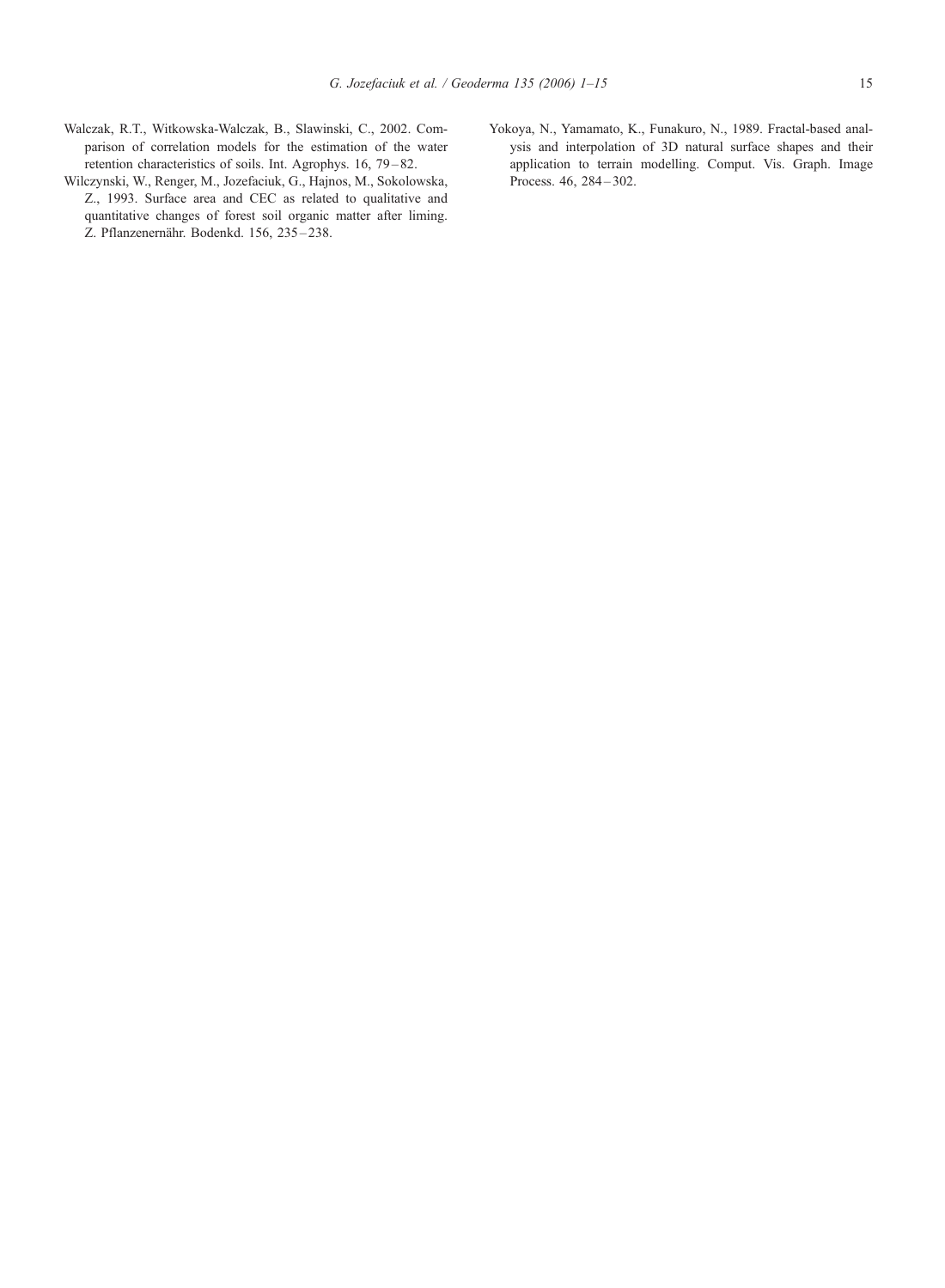Walczak, R.T., Witkowska-Walczak, B., Slawinski, C., 2002. Comparison of correlation models for the estimation of the water retention characteristics of soils. Int. Agrophys. 16, 79–82.

Wilczynski, W., Renger, M., Jozefaciuk, G., Hajnos, M., Sokolowska, Z., 1993. Surface area and CEC as related to qualitative and quantitative changes of forest soil organic matter after liming. Z. Pflanzenernähr. Bodenkd. 156, 235–238.

Yokoya, N., Yamamato, K., Funakuro, N., 1989. Fractal-based analysis and interpolation of 3D natural surface shapes and their application to terrain modelling. Comput. Vis. Graph. Image Process. 46, 284–302.